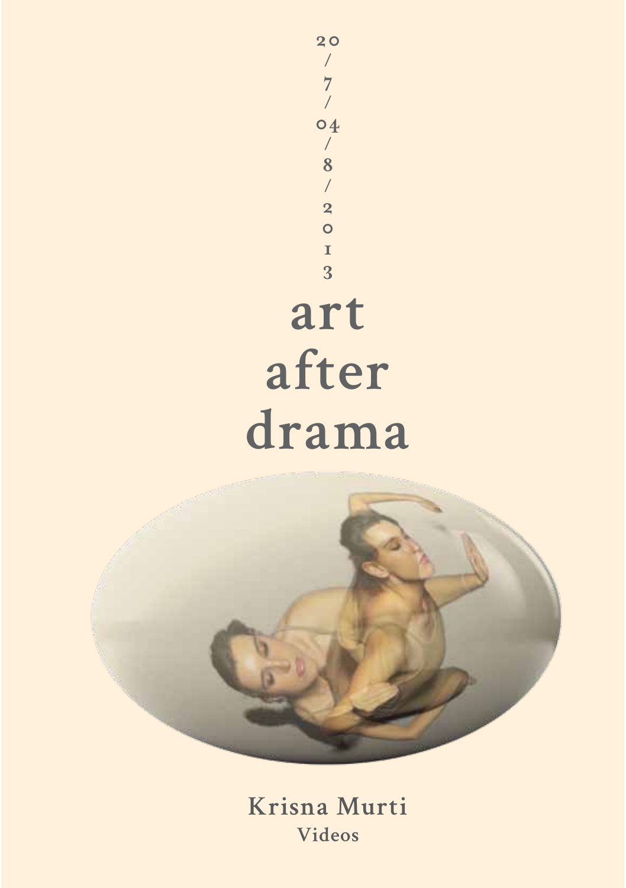20/7/04/8/2013

# art after drama

Krisna Murti

Videos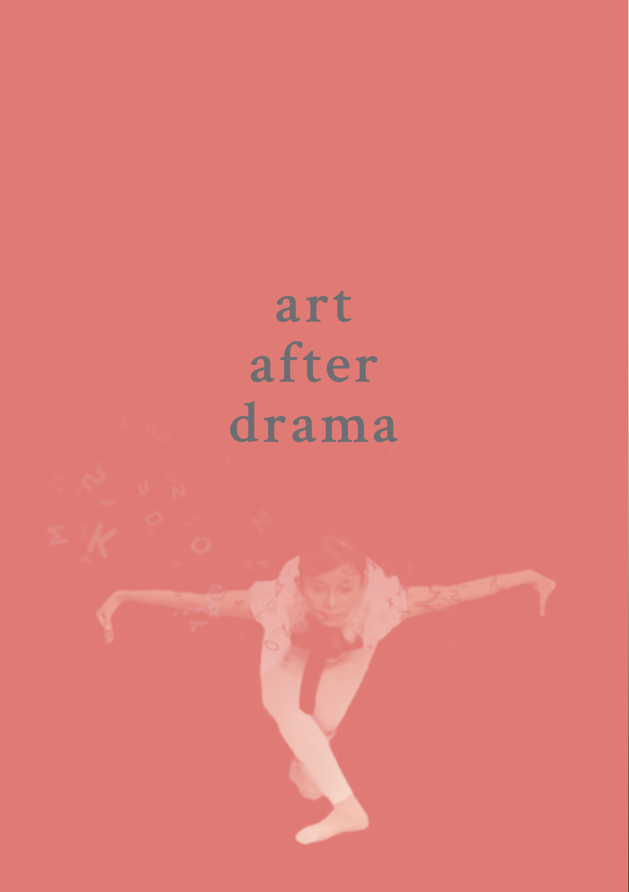# art after drama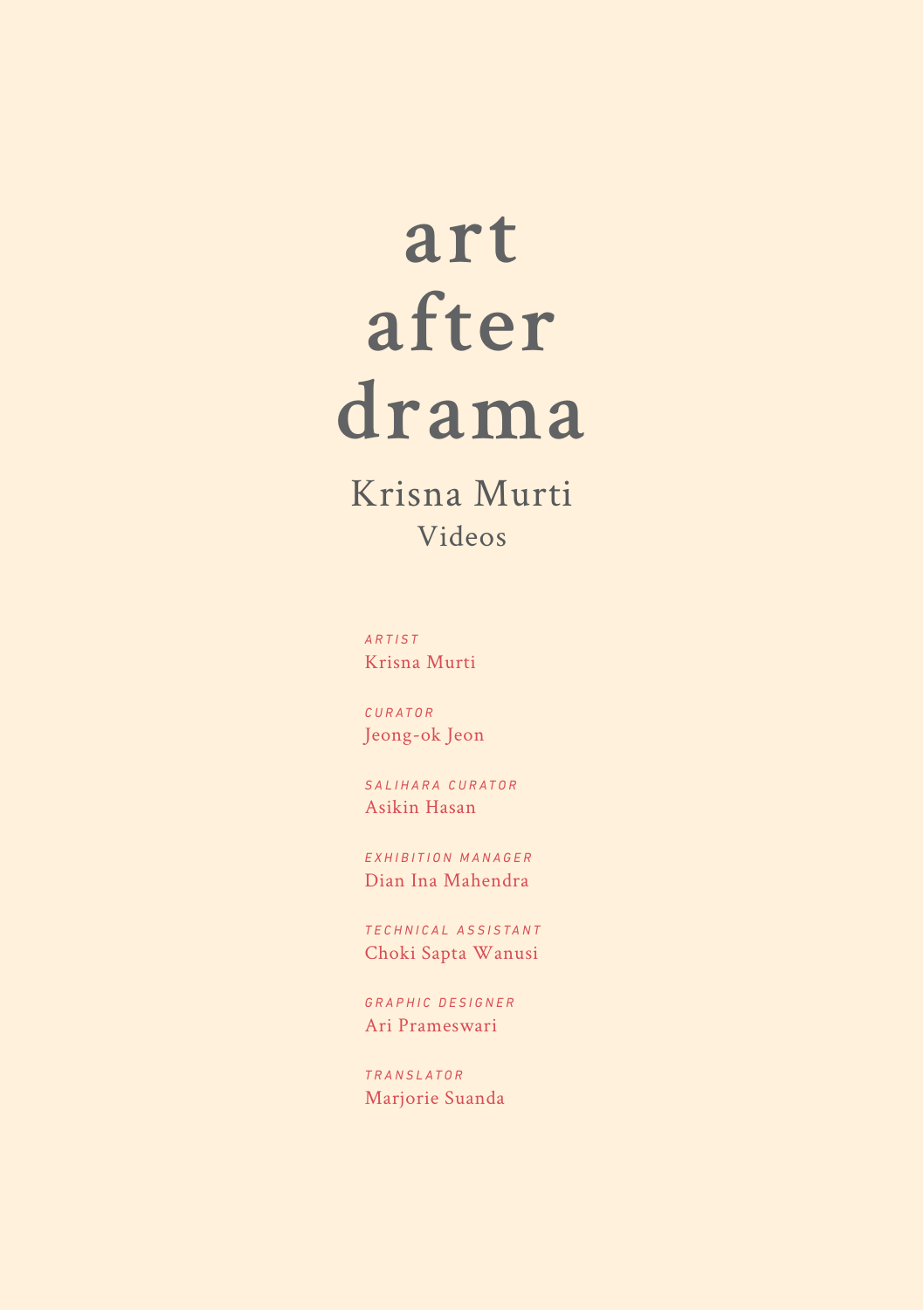# art after drama

## Krisna Murti

### Videos

*ARTIST*
Krisna Murti

*CURATOR*
Jeong-ok Jeon

*SALIHARA CURATOR*
Asikin Hasan

*EXHIBITION MANAGER*
Dian Ina Mahendra

*TECHNICAL ASSISTANT*
Choki Sapta Wanusi

*GRAPHIC DESIGNER*
Ari Prameswari

*TRANSLATOR*
Marjorie Suanda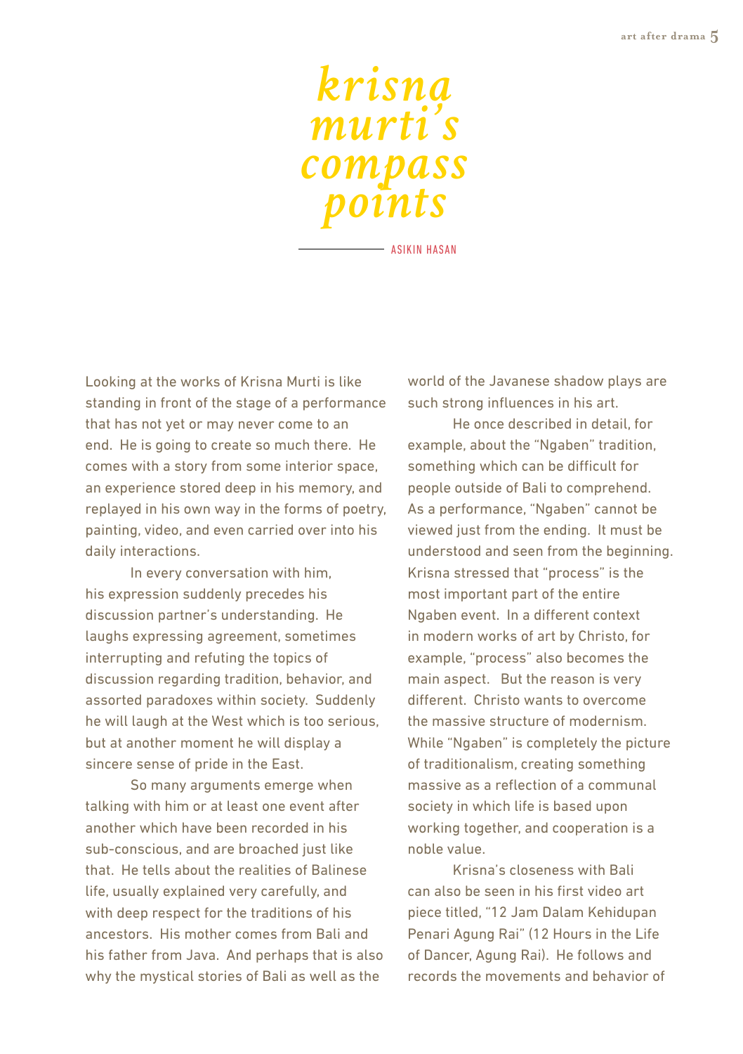# krisna murti's compass points

ASIKIN HASAN

Looking at the works of Krisna Murti is like standing in front of the stage of a performance that has not yet or may never come to an end. He is going to create so much there. He comes with a story from some interior space, an experience stored deep in his memory, and replayed in his own way in the forms of poetry, painting, video, and even carried over into his daily interactions.

In every conversation with him, his expression suddenly precedes his discussion partner's understanding. He laughs expressing agreement, sometimes interrupting and refuting the topics of discussion regarding tradition, behavior, and assorted paradoxes within society. Suddenly he will laugh at the West which is too serious, but at another moment he will display a sincere sense of pride in the East.

So many arguments emerge when talking with him or at least one event after another which have been recorded in his sub-conscious, and are broached just like that. He tells about the realities of Balinese life, usually explained very carefully, and with deep respect for the traditions of his ancestors. His mother comes from Bali and his father from Java. And perhaps that is also why the mystical stories of Bali as well as the world of the Javanese shadow plays are such strong influences in his art.

He once described in detail, for example, about the "Ngaben" tradition, something which can be difficult for people outside of Bali to comprehend. As a performance, "Ngaben" cannot be viewed just from the ending. It must be understood and seen from the beginning. Krisna stressed that "process" is the most important part of the entire Ngaben event. In a different context in modern works of art by Christo, for example, "process" also becomes the main aspect. But the reason is very different. Christo wants to overcome the massive structure of modernism. While "Ngaben" is completely the picture of traditionalism, creating something massive as a reflection of a communal society in which life is based upon working together, and cooperation is a noble value.

Krisna's closeness with Bali can also be seen in his first video art piece titled, "12 Jam Dalam Kehidupan Penari Agung Rai" (12 Hours in the Life of Dancer, Agung Rai). He follows and records the movements and behavior of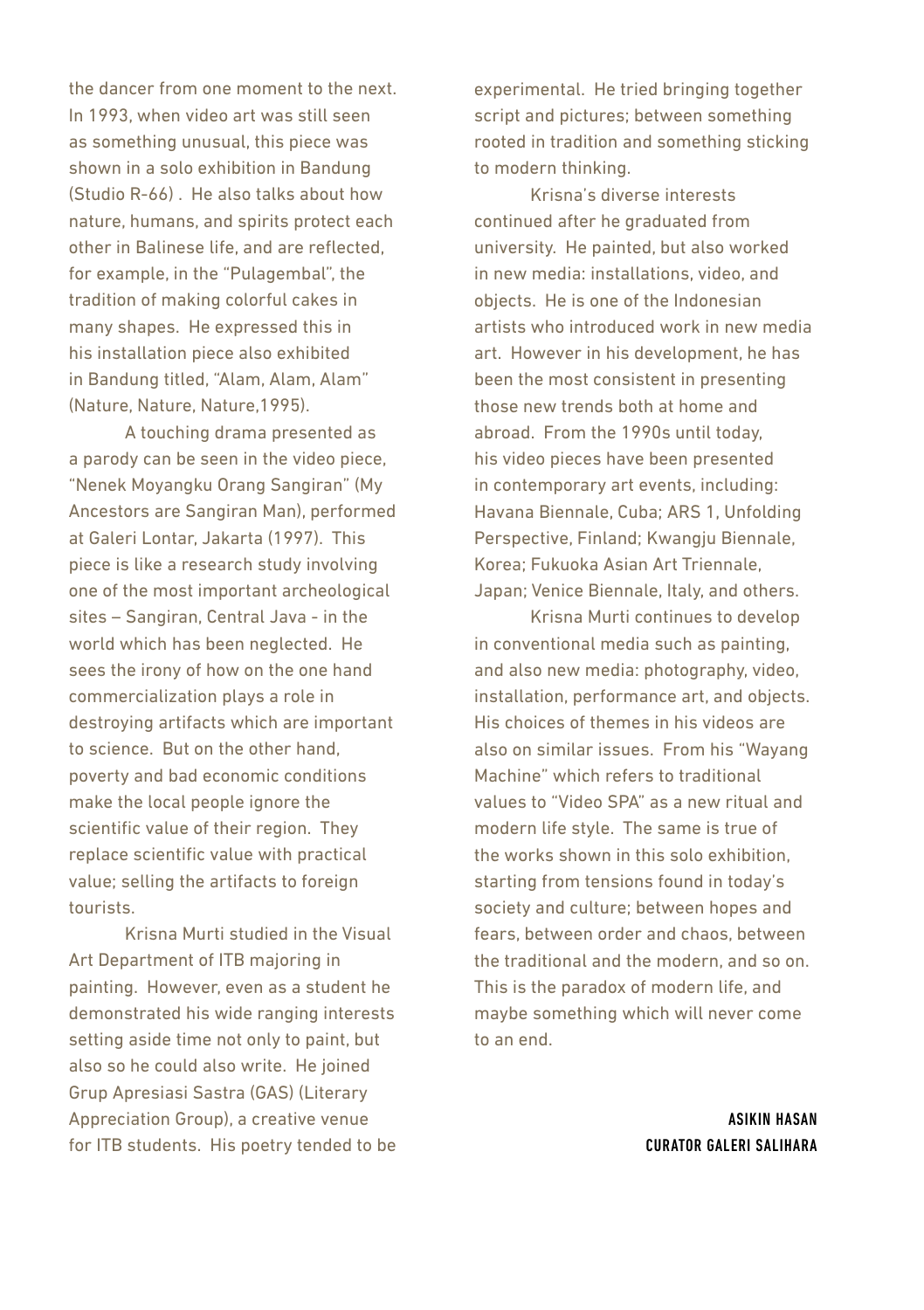the dancer from one moment to the next. In 1993, when video art was still seen as something unusual, this piece was shown in a solo exhibition in Bandung (Studio R-66) . He also talks about how nature, humans, and spirits protect each other in Balinese life, and are reflected, for example, in the "Pulagembal", the tradition of making colorful cakes in many shapes. He expressed this in his installation piece also exhibited in Bandung titled, "Alam, Alam, Alam" (Nature, Nature, Nature,1995).

A touching drama presented as a parody can be seen in the video piece, "Nenek Moyangku Orang Sangiran" (My Ancestors are Sangiran Man), performed at Galeri Lontar, Jakarta (1997). This piece is like a research study involving one of the most important archeological sites – Sangiran, Central Java - in the world which has been neglected. He sees the irony of how on the one hand commercialization plays a role in destroying artifacts which are important to science. But on the other hand, poverty and bad economic conditions make the local people ignore the scientific value of their region. They replace scientific value with practical value; selling the artifacts to foreign tourists.

Krisna Murti studied in the Visual Art Department of ITB majoring in painting. However, even as a student he demonstrated his wide ranging interests setting aside time not only to paint, but also so he could also write. He joined Grup Apresiasi Sastra (GAS) (Literary Appreciation Group), a creative venue for ITB students. His poetry tended to be experimental. He tried bringing together script and pictures; between something rooted in tradition and something sticking to modern thinking.

Krisna's diverse interests continued after he graduated from university. He painted, but also worked in new media: installations, video, and objects. He is one of the Indonesian artists who introduced work in new media art. However in his development, he has been the most consistent in presenting those new trends both at home and abroad. From the 1990s until today, his video pieces have been presented in contemporary art events, including: Havana Biennale, Cuba; ARS 1, Unfolding Perspective, Finland; Kwangju Biennale, Korea; Fukuoka Asian Art Triennale, Japan; Venice Biennale, Italy, and others.

Krisna Murti continues to develop in conventional media such as painting, and also new media: photography, video, installation, performance art, and objects. His choices of themes in his videos are also on similar issues. From his "Wayang Machine" which refers to traditional values to "Video SPA" as a new ritual and modern life style. The same is true of the works shown in this solo exhibition, starting from tensions found in today's society and culture; between hopes and fears, between order and chaos, between the traditional and the modern, and so on. This is the paradox of modern life, and maybe something which will never come to an end.

**ASIKIN HASAN**
**CURATOR GALERI SALIHARA**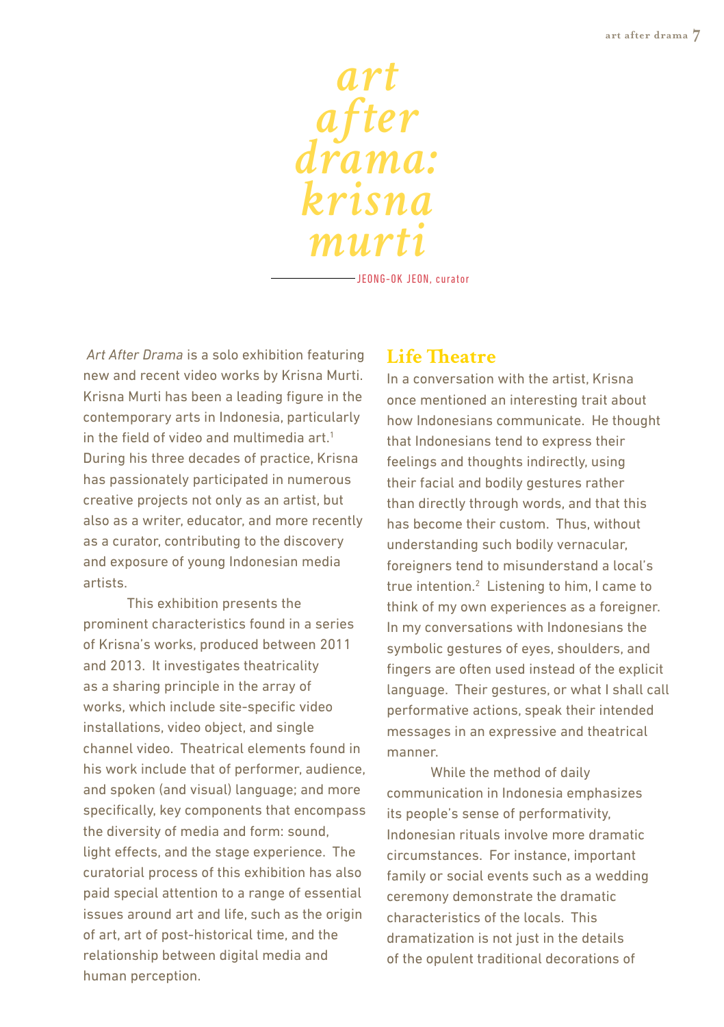# art after drama: krisna murti

JEONG-OK JEON, curator

*Art After Drama* is a solo exhibition featuring new and recent video works by Krisna Murti. Krisna Murti has been a leading figure in the contemporary arts in Indonesia, particularly in the field of video and multimedia art.[1] During his three decades of practice, Krisna has passionately participated in numerous creative projects not only as an artist, but also as a writer, educator, and more recently as a curator, contributing to the discovery and exposure of young Indonesian media artists.

This exhibition presents the prominent characteristics found in a series of Krisna's works, produced between 2011 and 2013. It investigates theatricality as a sharing principle in the array of works, which include site-specific video installations, video object, and single channel video. Theatrical elements found in his work include that of performer, audience, and spoken (and visual) language; and more specifically, key components that encompass the diversity of media and form: sound, light effects, and the stage experience. The curatorial process of this exhibition has also paid special attention to a range of essential issues around art and life, such as the origin of art, art of post-historical time, and the relationship between digital media and human perception.

## Life Theatre

In a conversation with the artist, Krisna once mentioned an interesting trait about how Indonesians communicate. He thought that Indonesians tend to express their feelings and thoughts indirectly, using their facial and bodily gestures rather than directly through words, and that this has become their custom. Thus, without understanding such bodily vernacular, foreigners tend to misunderstand a local's true intention.[2] Listening to him, I came to think of my own experiences as a foreigner. In my conversations with Indonesians the symbolic gestures of eyes, shoulders, and fingers are often used instead of the explicit language. Their gestures, or what I shall call performative actions, speak their intended messages in an expressive and theatrical manner.

While the method of daily communication in Indonesia emphasizes its people's sense of performativity, Indonesian rituals involve more dramatic circumstances. For instance, important family or social events such as a wedding ceremony demonstrate the dramatic characteristics of the locals. This dramatization is not just in the details of the opulent traditional decorations of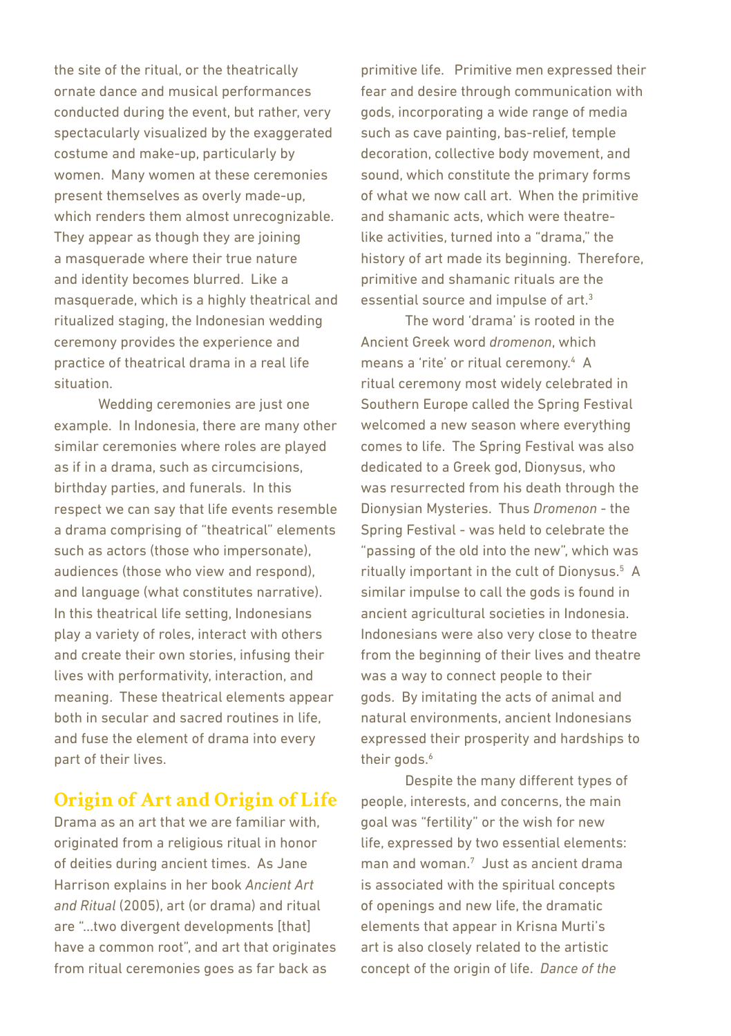the site of the ritual, or the theatrically ornate dance and musical performances conducted during the event, but rather, very spectacularly visualized by the exaggerated costume and make-up, particularly by women. Many women at these ceremonies present themselves as overly made-up, which renders them almost unrecognizable. They appear as though they are joining a masquerade where their true nature and identity becomes blurred. Like a masquerade, which is a highly theatrical and ritualized staging, the Indonesian wedding ceremony provides the experience and practice of theatrical drama in a real life situation.

Wedding ceremonies are just one example. In Indonesia, there are many other similar ceremonies where roles are played as if in a drama, such as circumcisions, birthday parties, and funerals. In this respect we can say that life events resemble a drama comprising of "theatrical" elements such as actors (those who impersonate), audiences (those who view and respond), and language (what constitutes narrative). In this theatrical life setting, Indonesians play a variety of roles, interact with others and create their own stories, infusing their lives with performativity, interaction, and meaning. These theatrical elements appear both in secular and sacred routines in life, and fuse the element of drama into every part of their lives.

## Origin of Art and Origin of Life

Drama as an art that we are familiar with, originated from a religious ritual in honor of deities during ancient times. As Jane Harrison explains in her book *Ancient Art and Ritual* (2005), art (or drama) and ritual are "…two divergent developments [that] have a common root", and art that originates from ritual ceremonies goes as far back as primitive life. Primitive men expressed their fear and desire through communication with gods, incorporating a wide range of media such as cave painting, bas-relief, temple decoration, collective body movement, and sound, which constitute the primary forms of what we now call art. When the primitive and shamanic acts, which were theatre-like activities, turned into a "drama," the history of art made its beginning. Therefore, primitive and shamanic rituals are the essential source and impulse of art.[3]

The word 'drama' is rooted in the Ancient Greek word *dromenon*, which means a 'rite' or ritual ceremony.[4] A ritual ceremony most widely celebrated in Southern Europe called the Spring Festival welcomed a new season where everything comes to life. The Spring Festival was also dedicated to a Greek god, Dionysus, who was resurrected from his death through the Dionysian Mysteries. Thus *Dromenon* - the Spring Festival - was held to celebrate the "passing of the old into the new", which was ritually important in the cult of Dionysus.[5] A similar impulse to call the gods is found in ancient agricultural societies in Indonesia. Indonesians were also very close to theatre from the beginning of their lives and theatre was a way to connect people to their gods. By imitating the acts of animal and natural environments, ancient Indonesians expressed their prosperity and hardships to their gods.[6]

Despite the many different types of people, interests, and concerns, the main goal was "fertility" or the wish for new life, expressed by two essential elements: man and woman.[7] Just as ancient drama is associated with the spiritual concepts of openings and new life, the dramatic elements that appear in Krisna Murti's art is also closely related to the artistic concept of the origin of life. *Dance of the*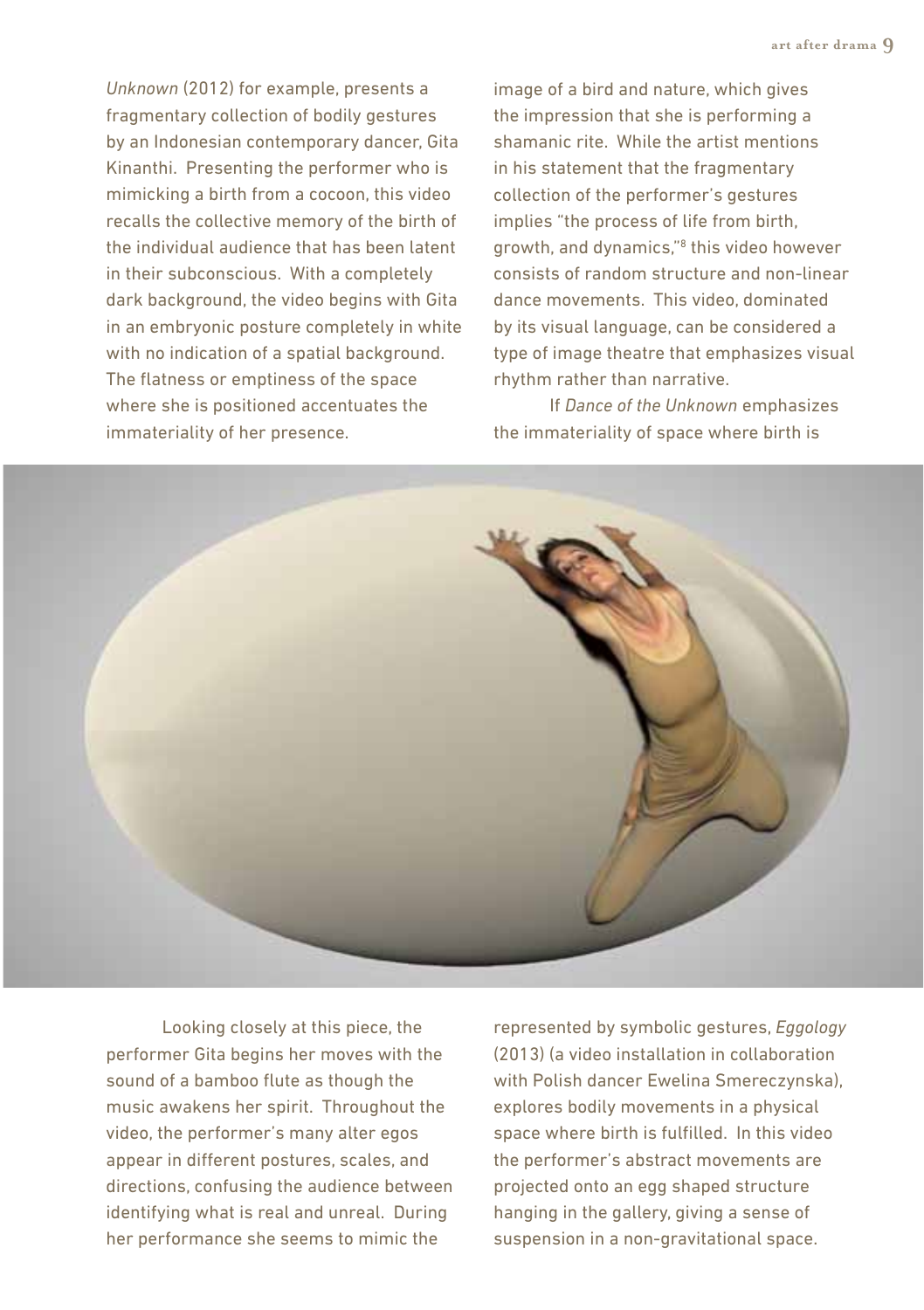*Unknown* (2012) for example, presents a fragmentary collection of bodily gestures by an Indonesian contemporary dancer, Gita Kinanthi. Presenting the performer who is mimicking a birth from a cocoon, this video recalls the collective memory of the birth of the individual audience that has been latent in their subconscious. With a completely dark background, the video begins with Gita in an embryonic posture completely in white with no indication of a spatial background. The flatness or emptiness of the space where she is positioned accentuates the immateriality of her presence.

Looking closely at this piece, the performer Gita begins her moves with the sound of a bamboo flute as though the music awakens her spirit. Throughout the video, the performer's many alter egos appear in different postures, scales, and directions, confusing the audience between identifying what is real and unreal. During her performance she seems to mimic the image of a bird and nature, which gives the impression that she is performing a shamanic rite. While the artist mentions in his statement that the fragmentary collection of the performer's gestures implies "the process of life from birth, growth, and dynamics,"[8] this video however consists of random structure and non-linear dance movements. This video, dominated by its visual language, can be considered a type of image theatre that emphasizes visual rhythm rather than narrative.

If *Dance of the Unknown* emphasizes the immateriality of space where birth is represented by symbolic gestures, *Eggology* (2013) (a video installation in collaboration with Polish dancer Ewelina Smereczynska), explores bodily movements in a physical space where birth is fulfilled. In this video the performer's abstract movements are projected onto an egg shaped structure hanging in the gallery, giving a sense of suspension in a non-gravitational space.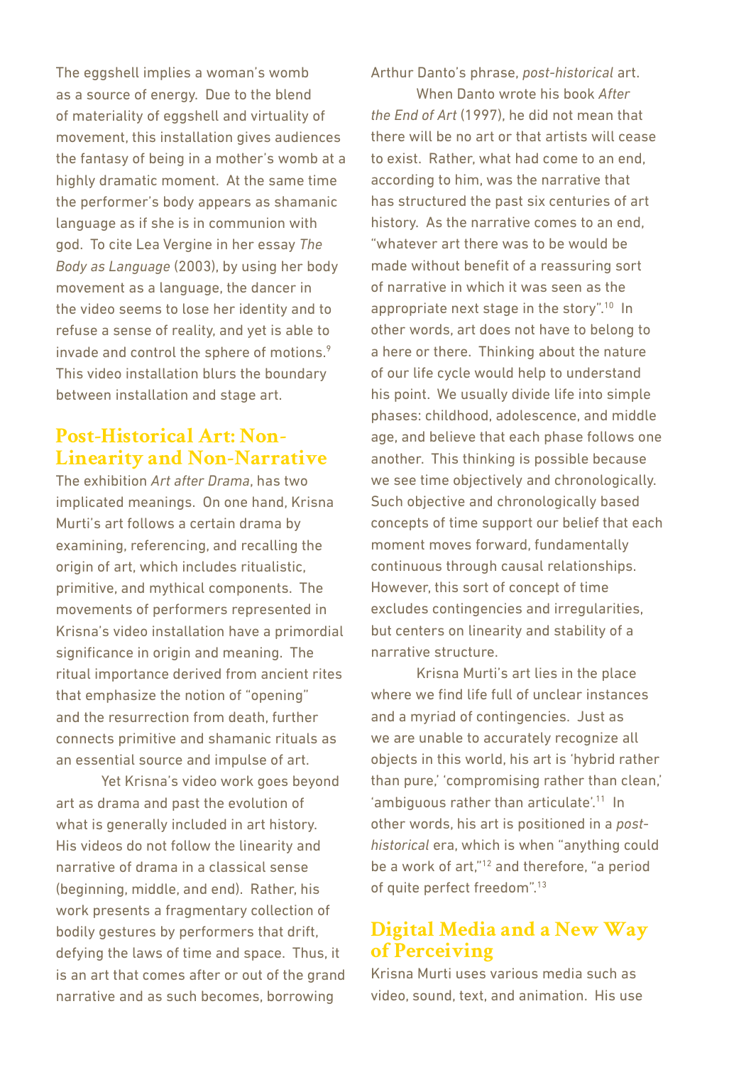The eggshell implies a woman's womb as a source of energy. Due to the blend of materiality of eggshell and virtuality of movement, this installation gives audiences the fantasy of being in a mother's womb at a highly dramatic moment. At the same time the performer's body appears as shamanic language as if she is in communion with god. To cite Lea Vergine in her essay *The Body as Language* (2003), by using her body movement as a language, the dancer in the video seems to lose her identity and to refuse a sense of reality, and yet is able to invade and control the sphere of motions.[9] This video installation blurs the boundary between installation and stage art.

## Post-Historical Art: Non-Linearity and Non-Narrative

The exhibition *Art after Drama*, has two implicated meanings. On one hand, Krisna Murti's art follows a certain drama by examining, referencing, and recalling the origin of art, which includes ritualistic, primitive, and mythical components. The movements of performers represented in Krisna's video installation have a primordial significance in origin and meaning. The ritual importance derived from ancient rites that emphasize the notion of "opening" and the resurrection from death, further connects primitive and shamanic rituals as an essential source and impulse of art.

Yet Krisna's video work goes beyond art as drama and past the evolution of what is generally included in art history. His videos do not follow the linearity and narrative of drama in a classical sense (beginning, middle, and end). Rather, his work presents a fragmentary collection of bodily gestures by performers that drift, defying the laws of time and space. Thus, it is an art that comes after or out of the grand narrative and as such becomes, borrowing Arthur Danto's phrase, *post-historical* art.

When Danto wrote his book *After the End of Art* (1997), he did not mean that there will be no art or that artists will cease to exist. Rather, what had come to an end, according to him, was the narrative that has structured the past six centuries of art history. As the narrative comes to an end, "whatever art there was to be would be made without benefit of a reassuring sort of narrative in which it was seen as the appropriate next stage in the story".[10] In other words, art does not have to belong to a here or there. Thinking about the nature of our life cycle would help to understand his point. We usually divide life into simple phases: childhood, adolescence, and middle age, and believe that each phase follows one another. This thinking is possible because we see time objectively and chronologically. Such objective and chronologically based concepts of time support our belief that each moment moves forward, fundamentally continuous through causal relationships. However, this sort of concept of time excludes contingencies and irregularities, but centers on linearity and stability of a narrative structure.

Krisna Murti's art lies in the place where we find life full of unclear instances and a myriad of contingencies. Just as we are unable to accurately recognize all objects in this world, his art is 'hybrid rather than pure,' 'compromising rather than clean,' 'ambiguous rather than articulate'.[11] In other words, his art is positioned in a *post-historical* era, which is when "anything could be a work of art,"[12] and therefore, "a period of quite perfect freedom".[13]

## Digital Media and a New Way of Perceiving

Krisna Murti uses various media such as video, sound, text, and animation. His use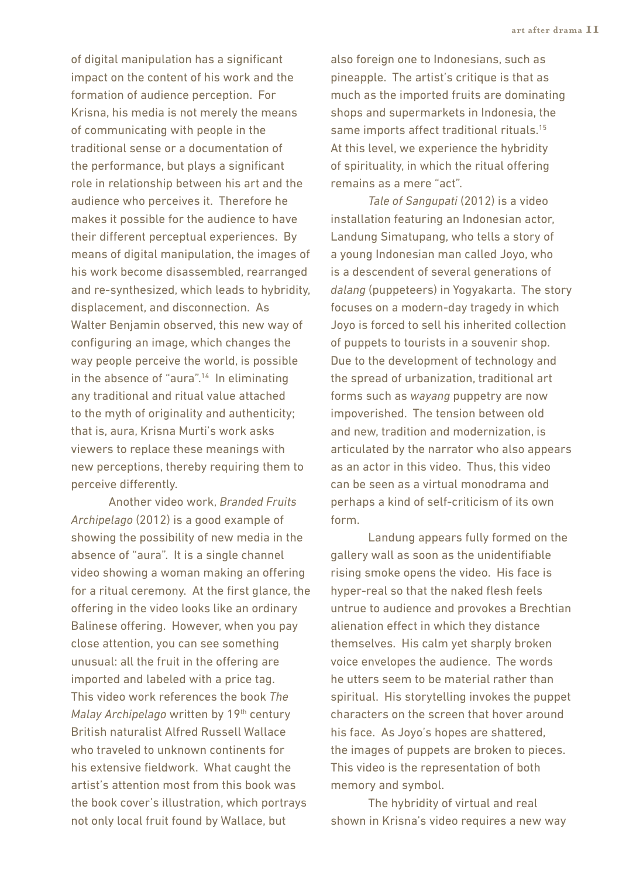of digital manipulation has a significant impact on the content of his work and the formation of audience perception. For Krisna, his media is not merely the means of communicating with people in the traditional sense or a documentation of the performance, but plays a significant role in relationship between his art and the audience who perceives it. Therefore he makes it possible for the audience to have their different perceptual experiences. By means of digital manipulation, the images of his work become disassembled, rearranged and re-synthesized, which leads to hybridity, displacement, and disconnection. As Walter Benjamin observed, this new way of configuring an image, which changes the way people perceive the world, is possible in the absence of "aura".[14] In eliminating any traditional and ritual value attached to the myth of originality and authenticity; that is, aura, Krisna Murti's work asks viewers to replace these meanings with new perceptions, thereby requiring them to perceive differently.

Another video work, *Branded Fruits Archipelago* (2012) is a good example of showing the possibility of new media in the absence of "aura". It is a single channel video showing a woman making an offering for a ritual ceremony. At the first glance, the offering in the video looks like an ordinary Balinese offering. However, when you pay close attention, you can see something unusual: all the fruit in the offering are imported and labeled with a price tag. This video work references the book *The Malay Archipelago* written by 19th century British naturalist Alfred Russell Wallace who traveled to unknown continents for his extensive fieldwork. What caught the artist's attention most from this book was the book cover's illustration, which portrays not only local fruit found by Wallace, but also foreign one to Indonesians, such as pineapple. The artist's critique is that as much as the imported fruits are dominating shops and supermarkets in Indonesia, the same imports affect traditional rituals.[15] At this level, we experience the hybridity of spirituality, in which the ritual offering remains as a mere "act".

*Tale of Sangupati* (2012) is a video installation featuring an Indonesian actor, Landung Simatupang, who tells a story of a young Indonesian man called Joyo, who is a descendent of several generations of *dalang* (puppeteers) in Yogyakarta. The story focuses on a modern-day tragedy in which Joyo is forced to sell his inherited collection of puppets to tourists in a souvenir shop. Due to the development of technology and the spread of urbanization, traditional art forms such as *wayang* puppetry are now impoverished. The tension between old and new, tradition and modernization, is articulated by the narrator who also appears as an actor in this video. Thus, this video can be seen as a virtual monodrama and perhaps a kind of self-criticism of its own form.

Landung appears fully formed on the gallery wall as soon as the unidentifiable rising smoke opens the video. His face is hyper-real so that the naked flesh feels untrue to audience and provokes a Brechtian alienation effect in which they distance themselves. His calm yet sharply broken voice envelopes the audience. The words he utters seem to be material rather than spiritual. His storytelling invokes the puppet characters on the screen that hover around his face. As Joyo's hopes are shattered, the images of puppets are broken to pieces. This video is the representation of both memory and symbol.

The hybridity of virtual and real shown in Krisna's video requires a new way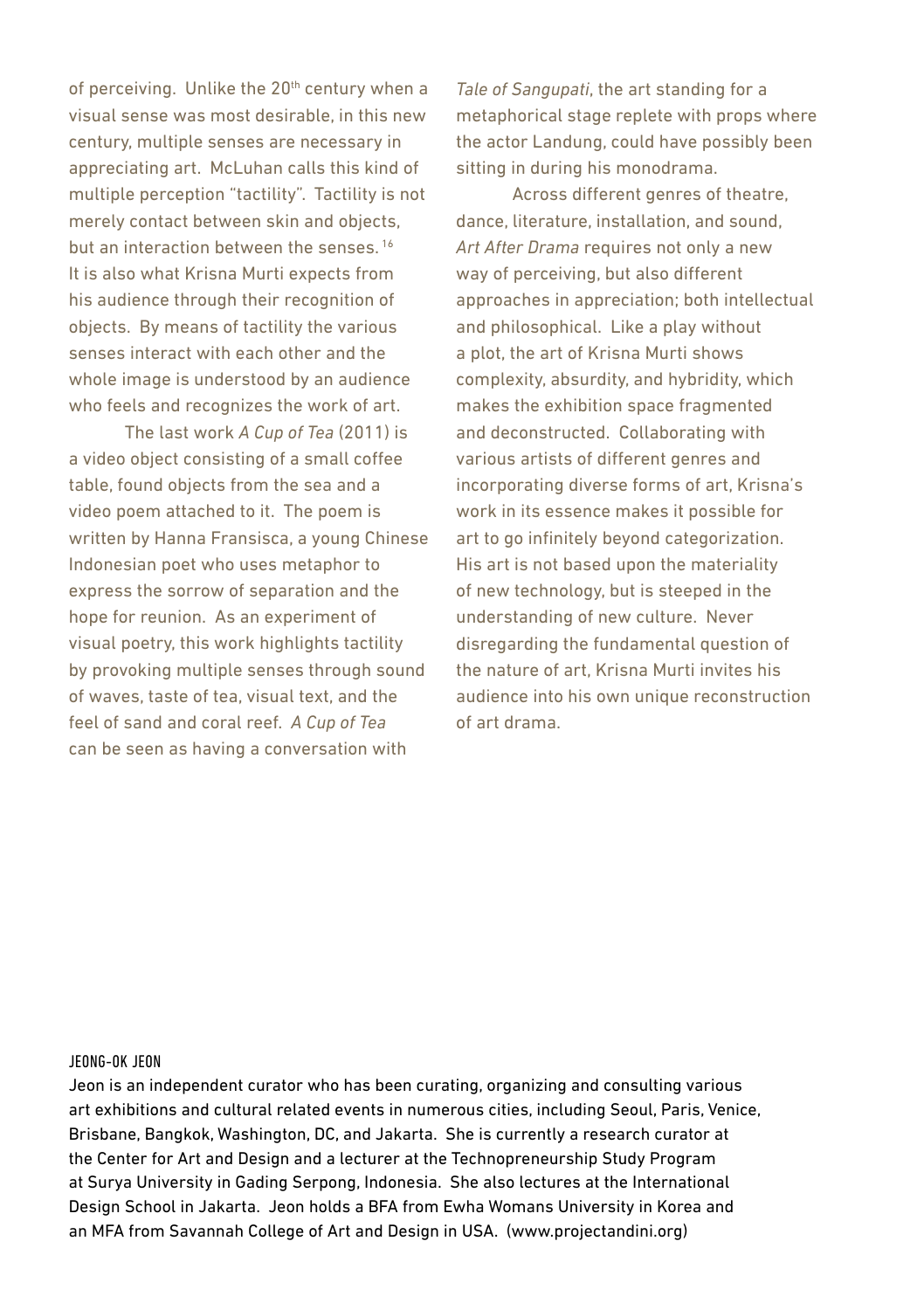of perceiving. Unlike the 20th century when a visual sense was most desirable, in this new century, multiple senses are necessary in appreciating art. McLuhan calls this kind of multiple perception "tactility". Tactility is not merely contact between skin and objects, but an interaction between the senses.[16] It is also what Krisna Murti expects from his audience through their recognition of objects. By means of tactility the various senses interact with each other and the whole image is understood by an audience who feels and recognizes the work of art.

The last work *A Cup of Tea* (2011) is a video object consisting of a small coffee table, found objects from the sea and a video poem attached to it. The poem is written by Hanna Fransisca, a young Chinese Indonesian poet who uses metaphor to express the sorrow of separation and the hope for reunion. As an experiment of visual poetry, this work highlights tactility by provoking multiple senses through sound of waves, taste of tea, visual text, and the feel of sand and coral reef. *A Cup of Tea* can be seen as having a conversation with *Tale of Sangupati*, the art standing for a metaphorical stage replete with props where the actor Landung, could have possibly been sitting in during his monodrama.

Across different genres of theatre, dance, literature, installation, and sound, *Art After Drama* requires not only a new way of perceiving, but also different approaches in appreciation; both intellectual and philosophical. Like a play without a plot, the art of Krisna Murti shows complexity, absurdity, and hybridity, which makes the exhibition space fragmented and deconstructed. Collaborating with various artists of different genres and incorporating diverse forms of art, Krisna's work in its essence makes it possible for art to go infinitely beyond categorization. His art is not based upon the materiality of new technology, but is steeped in the understanding of new culture. Never disregarding the fundamental question of the nature of art, Krisna Murti invites his audience into his own unique reconstruction of art drama.

JEONG-OK JEON

Jeon is an independent curator who has been curating, organizing and consulting various art exhibitions and cultural related events in numerous cities, including Seoul, Paris, Venice, Brisbane, Bangkok, Washington, DC, and Jakarta. She is currently a research curator at the Center for Art and Design and a lecturer at the Technopreneurship Study Program at Surya University in Gading Serpong, Indonesia. She also lectures at the International Design School in Jakarta. Jeon holds a BFA from Ewha Womans University in Korea and an MFA from Savannah College of Art and Design in USA. (www.projectandini.org)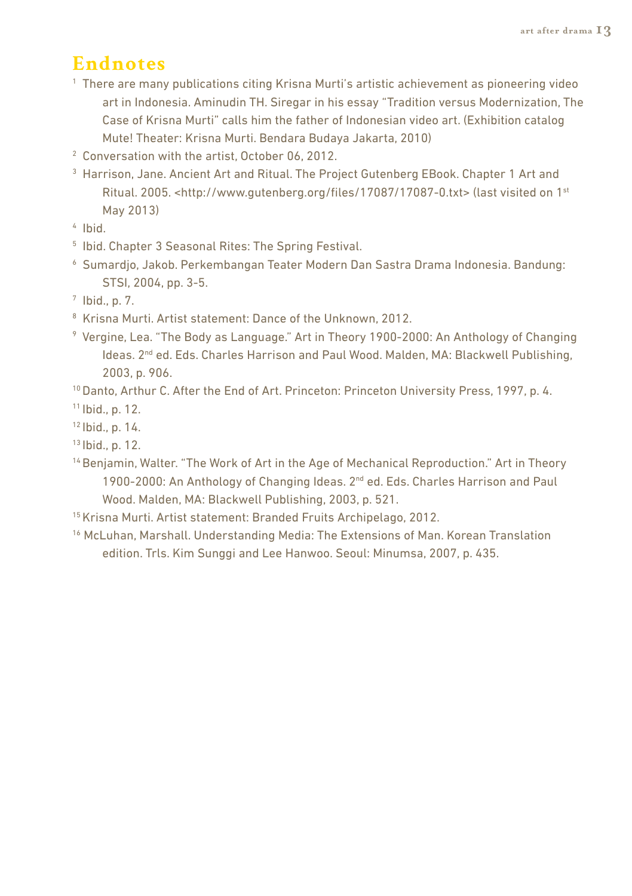## Endnotes

1. There are many publications citing Krisna Murti's artistic achievement as pioneering video art in Indonesia. Aminudin TH. Siregar in his essay "Tradition versus Modernization, The Case of Krisna Murti" calls him the father of Indonesian video art. (Exhibition catalog Mute! Theater: Krisna Murti. Bendara Budaya Jakarta, 2010)
2. Conversation with the artist, October 06, 2012.
3. Harrison, Jane. Ancient Art and Ritual. The Project Gutenberg EBook. Chapter 1 Art and Ritual. 2005. <http://www.gutenberg.org/files/17087/17087-0.txt> (last visited on 1st May 2013)
4. Ibid.
5. Ibid. Chapter 3 Seasonal Rites: The Spring Festival.
6. Sumardjo, Jakob. Perkembangan Teater Modern Dan Sastra Drama Indonesia. Bandung: STSI, 2004, pp. 3-5.
7. Ibid., p. 7.
8. Krisna Murti. Artist statement: Dance of the Unknown, 2012.
9. Vergine, Lea. "The Body as Language." Art in Theory 1900-2000: An Anthology of Changing Ideas. 2nd ed. Eds. Charles Harrison and Paul Wood. Malden, MA: Blackwell Publishing, 2003, p. 906.
10. Danto, Arthur C. After the End of Art. Princeton: Princeton University Press, 1997, p. 4.
11. Ibid., p. 12.
12. Ibid., p. 14.
13. Ibid., p. 12.
14. Benjamin, Walter. "The Work of Art in the Age of Mechanical Reproduction." Art in Theory 1900-2000: An Anthology of Changing Ideas. 2nd ed. Eds. Charles Harrison and Paul Wood. Malden, MA: Blackwell Publishing, 2003, p. 521.
15. Krisna Murti. Artist statement: Branded Fruits Archipelago, 2012.
16. McLuhan, Marshall. Understanding Media: The Extensions of Man. Korean Translation edition. Trls. Kim Sunggi and Lee Hanwoo. Seoul: Minumsa, 2007, p. 435.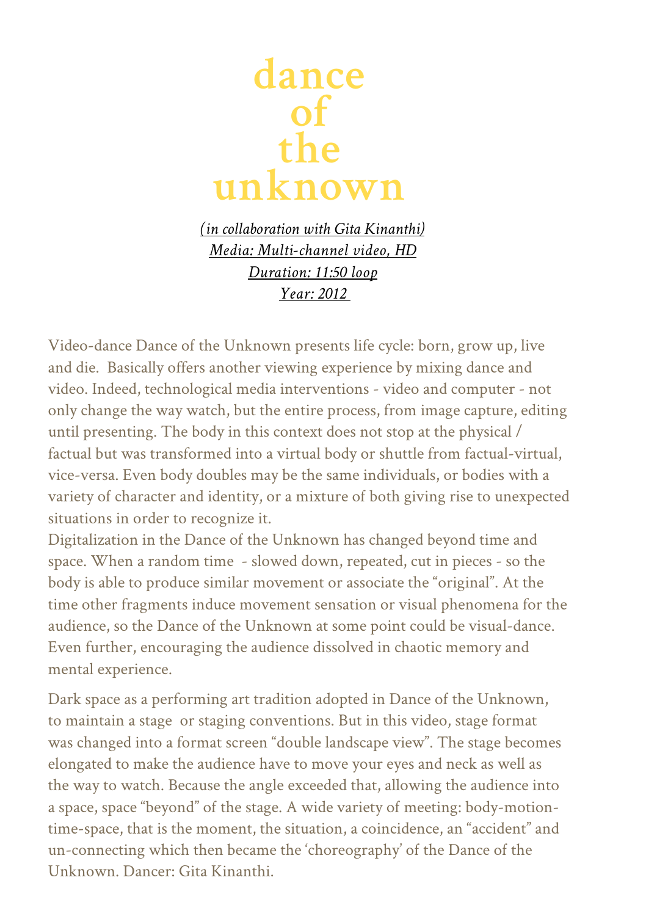# dance of the unknown

*(in collaboration with Gita Kinanthi)*
*Media: Multi-channel video, HD*
*Duration: 11:50 loop*
*Year: 2012*

Video-dance Dance of the Unknown presents life cycle: born, grow up, live and die. Basically offers another viewing experience by mixing dance and video. Indeed, technological media interventions - video and computer - not only change the way watch, but the entire process, from image capture, editing until presenting. The body in this context does not stop at the physical / factual but was transformed into a virtual body or shuttle from factual-virtual, vice-versa. Even body doubles may be the same individuals, or bodies with a variety of character and identity, or a mixture of both giving rise to unexpected situations in order to recognize it.

Digitalization in the Dance of the Unknown has changed beyond time and space. When a random time - slowed down, repeated, cut in pieces - so the body is able to produce similar movement or associate the "original". At the time other fragments induce movement sensation or visual phenomena for the audience, so the Dance of the Unknown at some point could be visual-dance. Even further, encouraging the audience dissolved in chaotic memory and mental experience.

Dark space as a performing art tradition adopted in Dance of the Unknown, to maintain a stage or staging conventions. But in this video, stage format was changed into a format screen "double landscape view". The stage becomes elongated to make the audience have to move your eyes and neck as well as the way to watch. Because the angle exceeded that, allowing the audience into a space, space "beyond" of the stage. A wide variety of meeting: body-motion-time-space, that is the moment, the situation, a coincidence, an "accident" and un-connecting which then became the 'choreography' of the Dance of the Unknown. Dancer: Gita Kinanthi.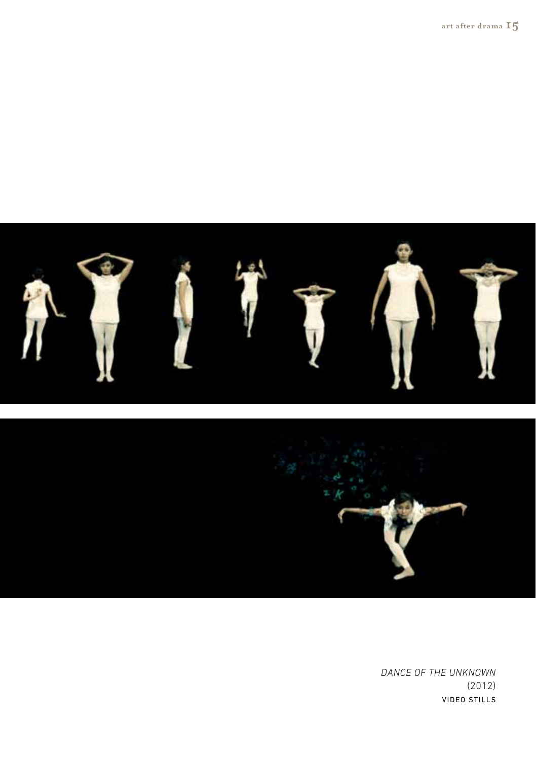*DANCE OF THE UNKNOWN*
(2012)
VIDEO STILLS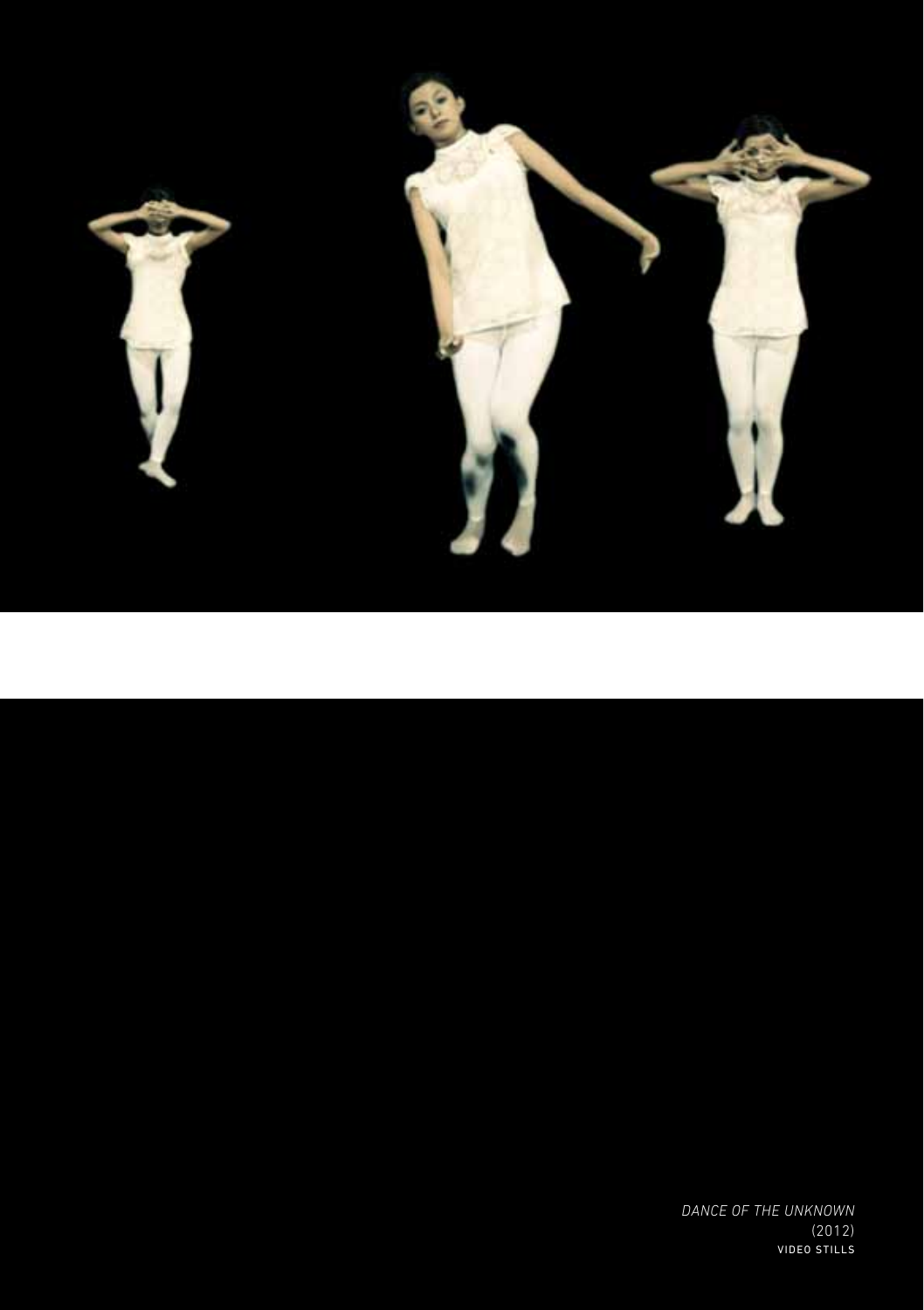*DANCE OF THE UNKNOWN*
(2012)
VIDEO STILLS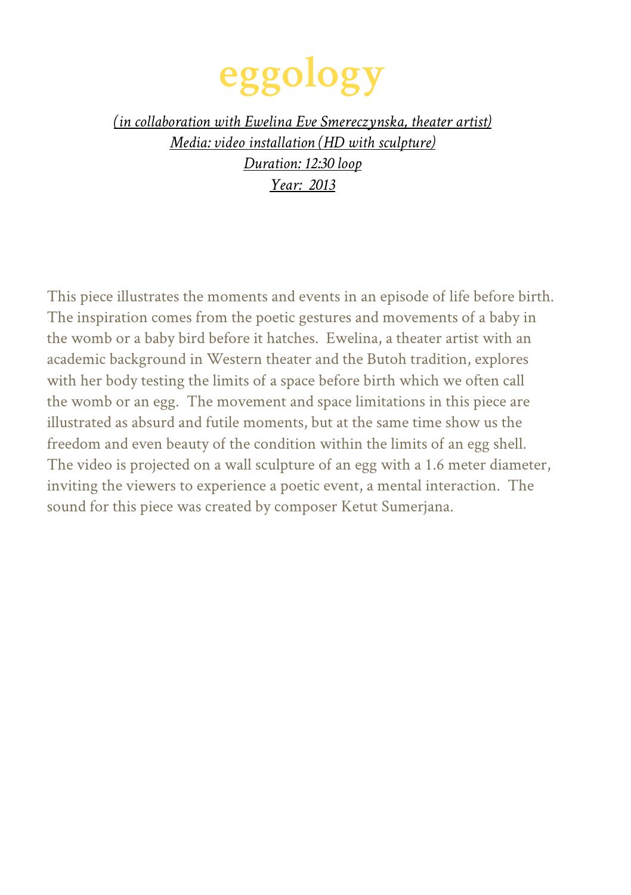# eggology

*(in collaboration with Ewelina Eve Smereczynska, theater artist)*
*Media: video installation (HD with sculpture)*
*Duration: 12:30 loop*
*Year: 2013*

This piece illustrates the moments and events in an episode of life before birth. The inspiration comes from the poetic gestures and movements of a baby in the womb or a baby bird before it hatches. Ewelina, a theater artist with an academic background in Western theater and the Butoh tradition, explores with her body testing the limits of a space before birth which we often call the womb or an egg. The movement and space limitations in this piece are illustrated as absurd and futile moments, but at the same time show us the freedom and even beauty of the condition within the limits of an egg shell. The video is projected on a wall sculpture of an egg with a 1.6 meter diameter, inviting the viewers to experience a poetic event, a mental interaction. The sound for this piece was created by composer Ketut Sumerjana.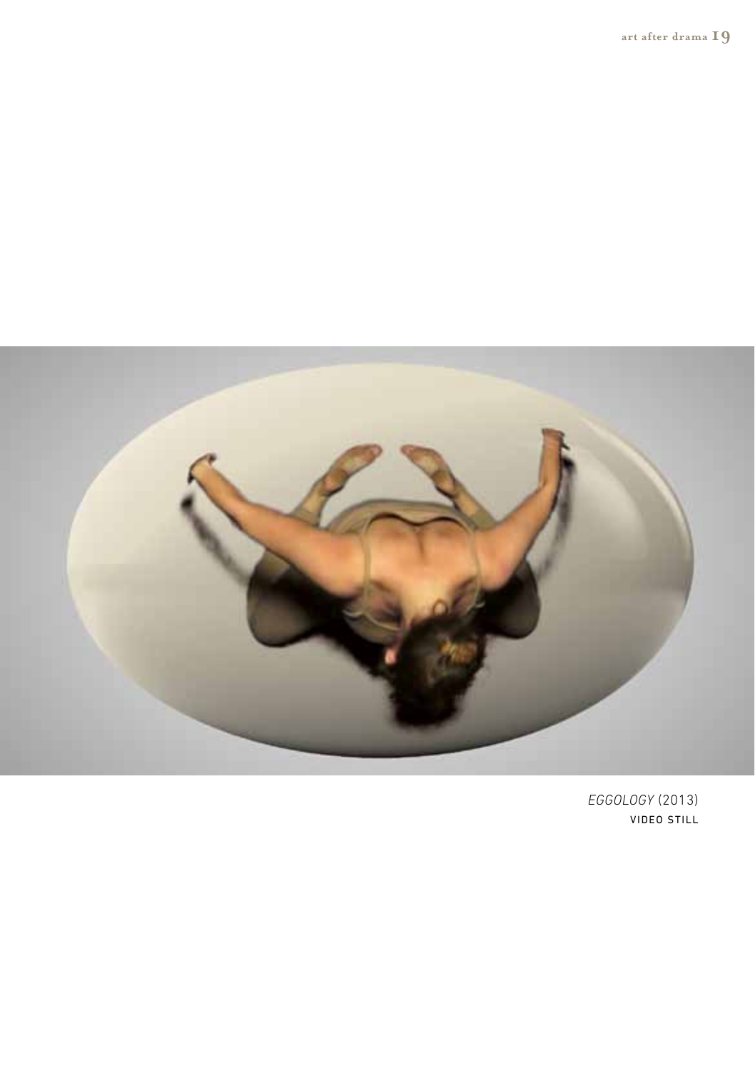*EGGOLOGY* (2013)
VIDEO STILL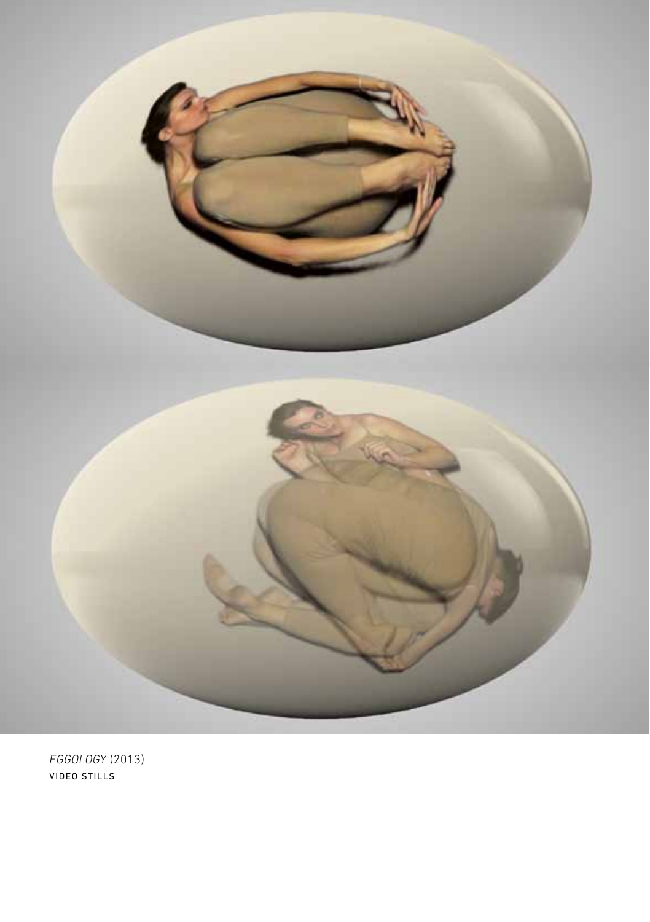*EGGOLOGY* (2013)
VIDEO STILLS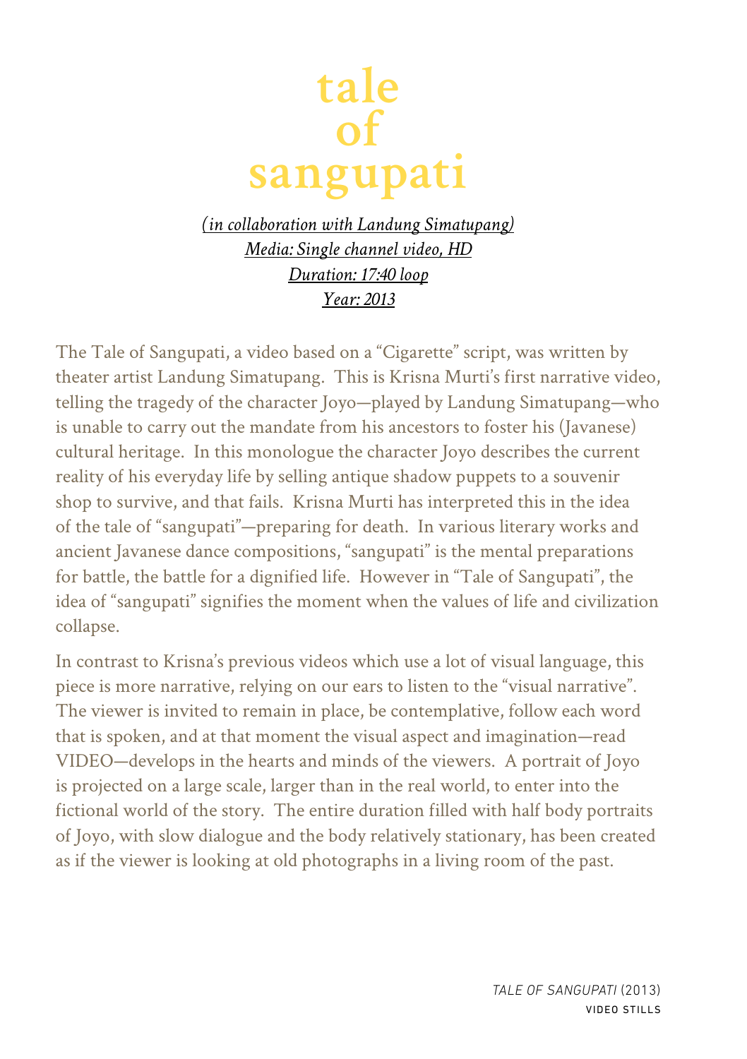# tale of sangupati

*(in collaboration with Landung Simatupang)*
*Media: Single channel video, HD*
*Duration: 17:40 loop*
*Year: 2013*

The Tale of Sangupati, a video based on a "Cigarette" script, was written by theater artist Landung Simatupang. This is Krisna Murti's first narrative video, telling the tragedy of the character Joyo—played by Landung Simatupang—who is unable to carry out the mandate from his ancestors to foster his (Javanese) cultural heritage. In this monologue the character Joyo describes the current reality of his everyday life by selling antique shadow puppets to a souvenir shop to survive, and that fails. Krisna Murti has interpreted this in the idea of the tale of "sangupati"—preparing for death. In various literary works and ancient Javanese dance compositions, "sangupati" is the mental preparations for battle, the battle for a dignified life. However in "Tale of Sangupati", the idea of "sangupati" signifies the moment when the values of life and civilization collapse.

In contrast to Krisna's previous videos which use a lot of visual language, this piece is more narrative, relying on our ears to listen to the "visual narrative". The viewer is invited to remain in place, be contemplative, follow each word that is spoken, and at that moment the visual aspect and imagination—read VIDEO—develops in the hearts and minds of the viewers. A portrait of Joyo is projected on a large scale, larger than in the real world, to enter into the fictional world of the story. The entire duration filled with half body portraits of Joyo, with slow dialogue and the body relatively stationary, has been created as if the viewer is looking at old photographs in a living room of the past.

*TALE OF SANGUPATI* (2013)
VIDEO STILLS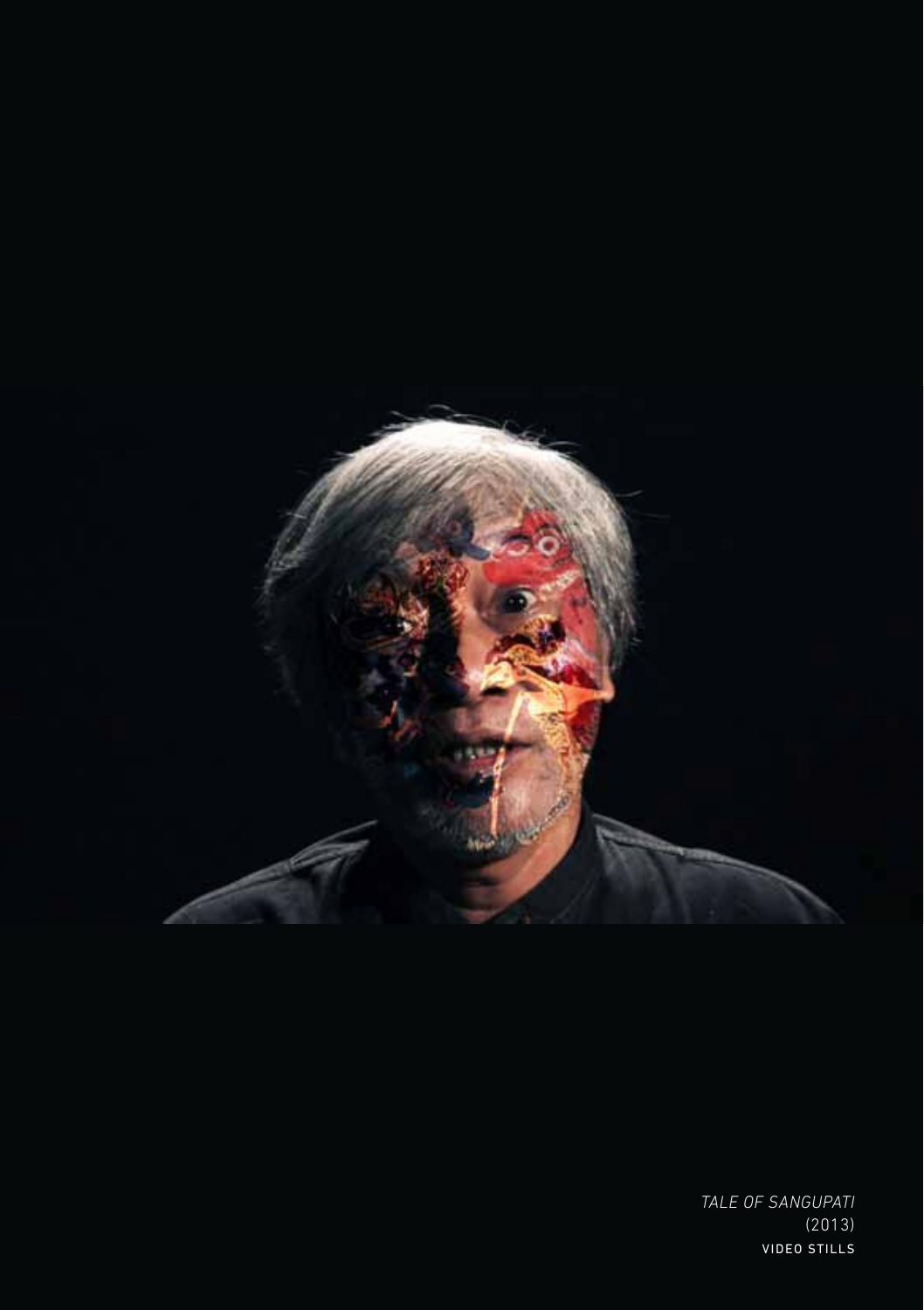*TALE OF SANGUPATI*
(2013)
VIDEO STILLS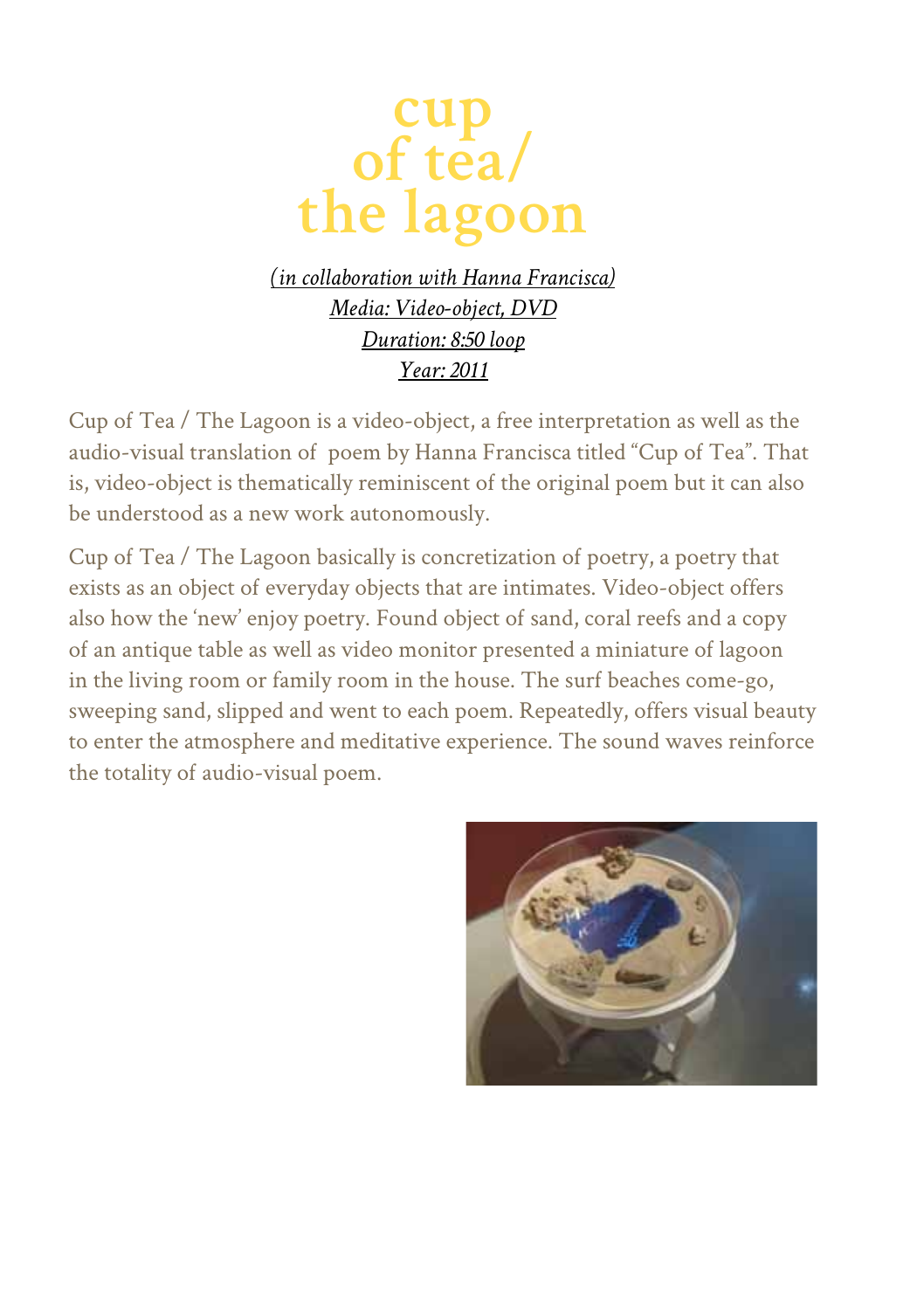# cup of tea/ the lagoon

*(in collaboration with Hanna Francisca)*
*Media: Video-object, DVD*
*Duration: 8:50 loop*
*Year: 2011*

Cup of Tea / The Lagoon is a video-object, a free interpretation as well as the audio-visual translation of poem by Hanna Francisca titled "Cup of Tea". That is, video-object is thematically reminiscent of the original poem but it can also be understood as a new work autonomously.

Cup of Tea / The Lagoon basically is concretization of poetry, a poetry that exists as an object of everyday objects that are intimates. Video-object offers also how the 'new' enjoy poetry. Found object of sand, coral reefs and a copy of an antique table as well as video monitor presented a miniature of lagoon in the living room or family room in the house. The surf beaches come-go, sweeping sand, slipped and went to each poem. Repeatedly, offers visual beauty to enter the atmosphere and meditative experience. The sound waves reinforce the totality of audio-visual poem.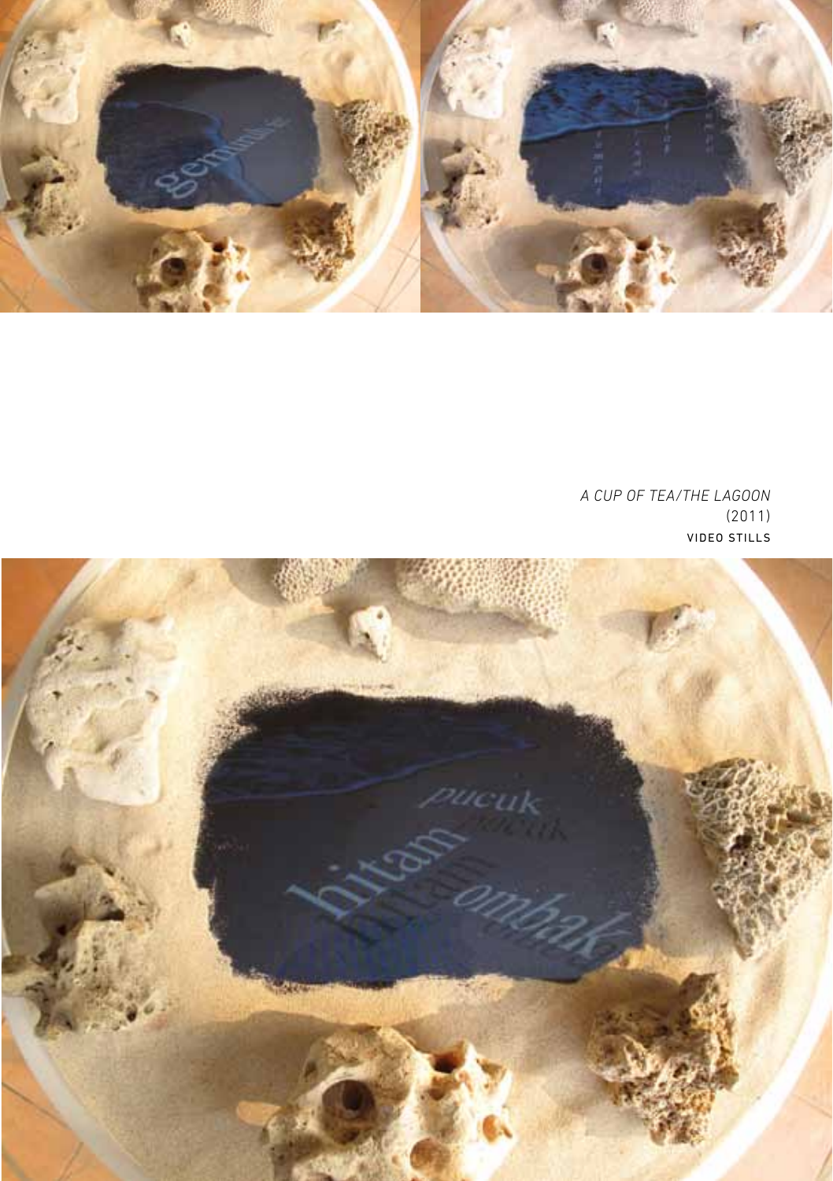*A CUP OF TEA/THE LAGOON*
(2011)
VIDEO STILLS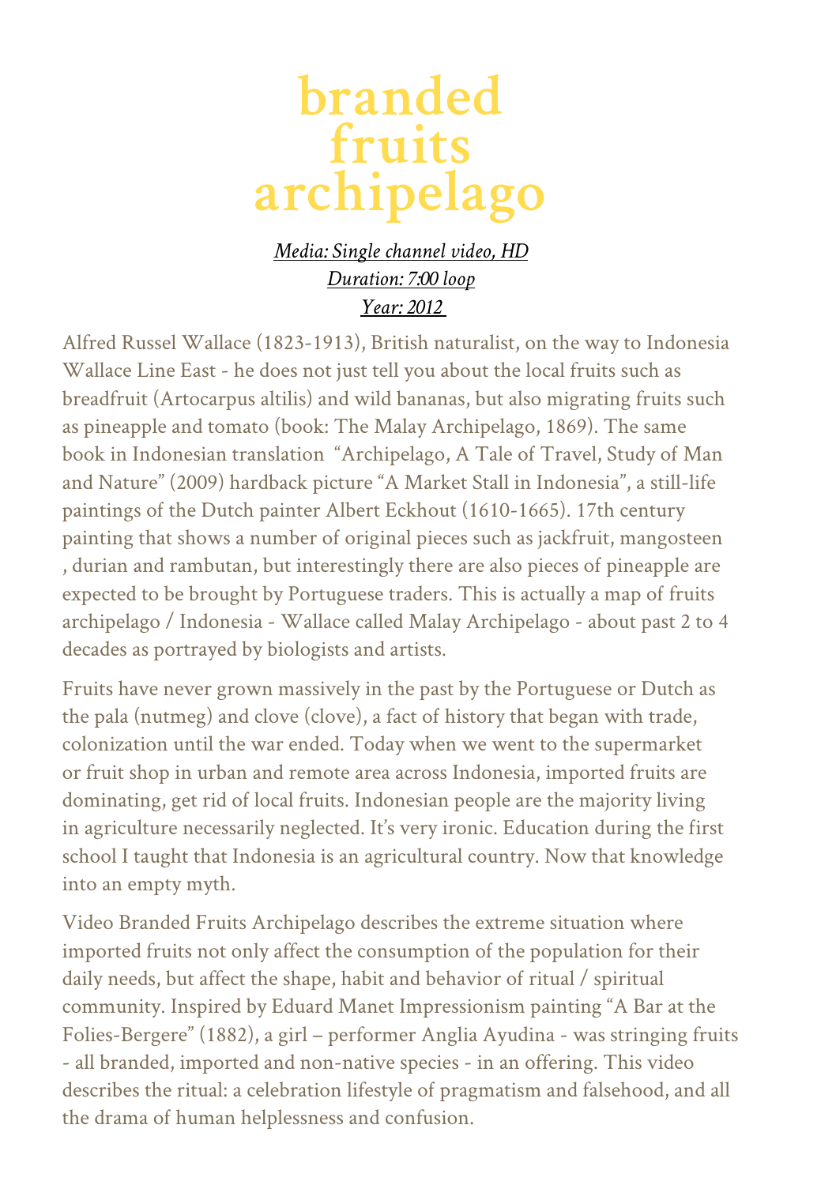# branded fruits archipelago

*Media: Single channel video, HD*
*Duration: 7:00 loop*
*Year: 2012*

Alfred Russel Wallace (1823-1913), British naturalist, on the way to Indonesia Wallace Line East - he does not just tell you about the local fruits such as breadfruit (Artocarpus altilis) and wild bananas, but also migrating fruits such as pineapple and tomato (book: The Malay Archipelago, 1869). The same book in Indonesian translation "Archipelago, A Tale of Travel, Study of Man and Nature" (2009) hardback picture "A Market Stall in Indonesia", a still-life paintings of the Dutch painter Albert Eckhout (1610-1665). 17th century painting that shows a number of original pieces such as jackfruit, mangosteen , durian and rambutan, but interestingly there are also pieces of pineapple are expected to be brought by Portuguese traders. This is actually a map of fruits archipelago / Indonesia - Wallace called Malay Archipelago - about past 2 to 4 decades as portrayed by biologists and artists.

Fruits have never grown massively in the past by the Portuguese or Dutch as the pala (nutmeg) and clove (clove), a fact of history that began with trade, colonization until the war ended. Today when we went to the supermarket or fruit shop in urban and remote area across Indonesia, imported fruits are dominating, get rid of local fruits. Indonesian people are the majority living in agriculture necessarily neglected. It's very ironic. Education during the first school I taught that Indonesia is an agricultural country. Now that knowledge into an empty myth.

Video Branded Fruits Archipelago describes the extreme situation where imported fruits not only affect the consumption of the population for their daily needs, but affect the shape, habit and behavior of ritual / spiritual community. Inspired by Eduard Manet Impressionism painting "A Bar at the Folies-Bergere" (1882), a girl – performer Anglia Ayudina - was stringing fruits - all branded, imported and non-native species - in an offering. This video describes the ritual: a celebration lifestyle of pragmatism and falsehood, and all the drama of human helplessness and confusion.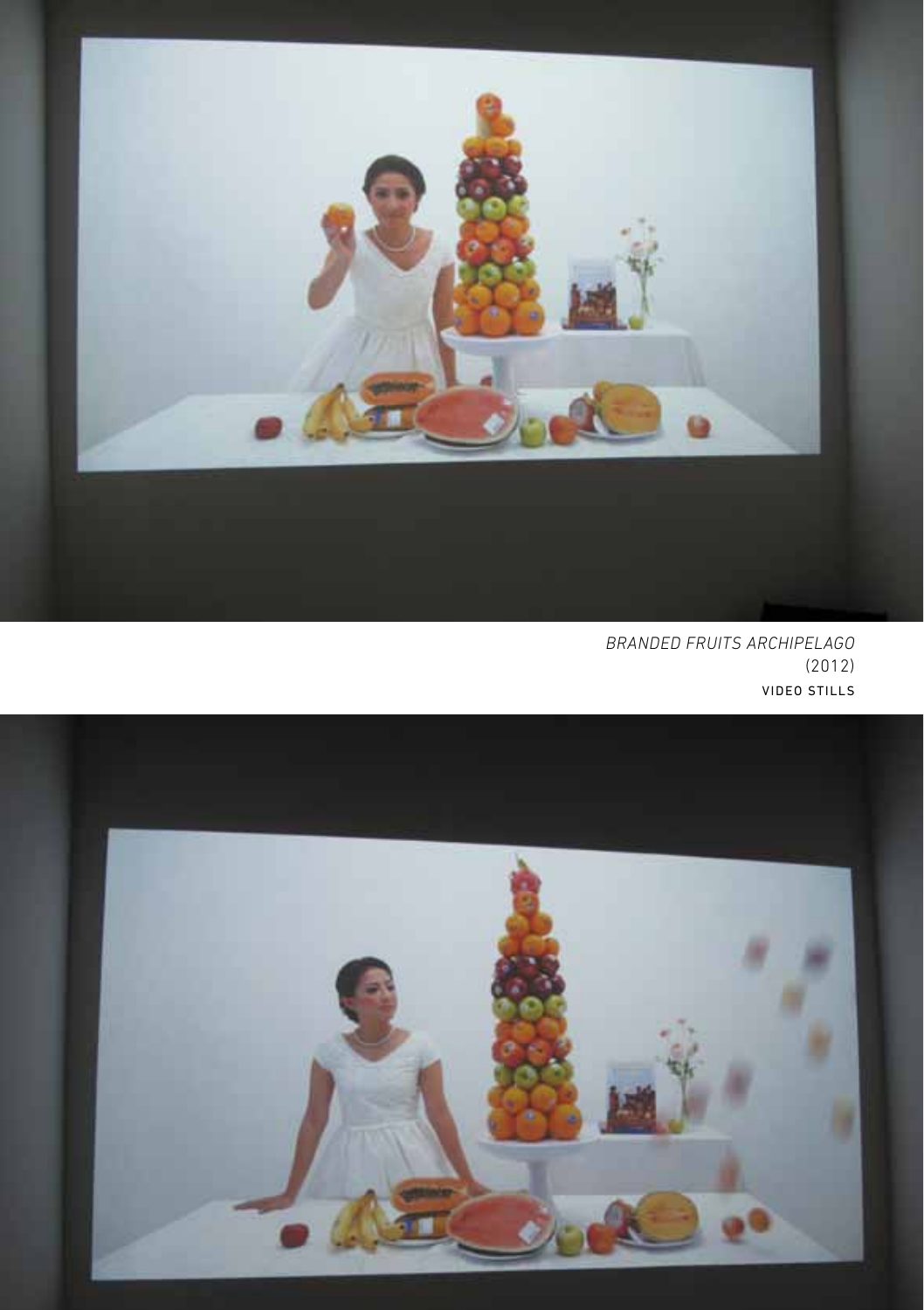*BRANDED FRUITS ARCHIPELAGO*
(2012)
VIDEO STILLS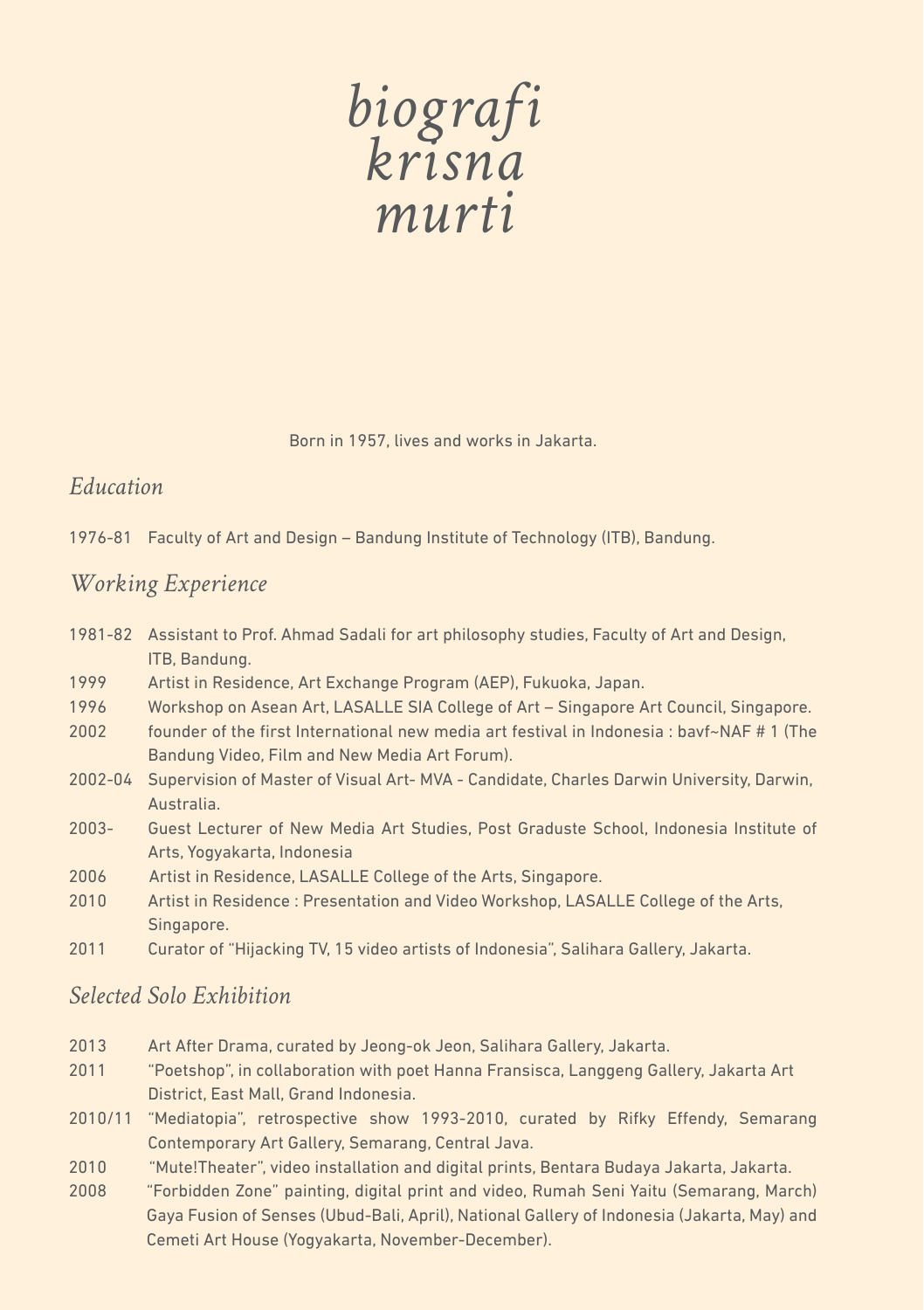# *biografi krisna murti*

Born in 1957, lives and works in Jakarta.

## *Education*

1976-81 Faculty of Art and Design – Bandung Institute of Technology (ITB), Bandung.

## *Working Experience*

1981-82 Assistant to Prof. Ahmad Sadali for art philosophy studies, Faculty of Art and Design, ITB, Bandung.

1999 Artist in Residence, Art Exchange Program (AEP), Fukuoka, Japan.

1996 Workshop on Asean Art, LASALLE SIA College of Art – Singapore Art Council, Singapore.

2002 founder of the first International new media art festival in Indonesia : bavf~NAF # 1 (The Bandung Video, Film and New Media Art Forum).

2002-04 Supervision of Master of Visual Art- MVA - Candidate, Charles Darwin University, Darwin, Australia.

2003- Guest Lecturer of New Media Art Studies, Post Graduste School, Indonesia Institute of Arts, Yogyakarta, Indonesia

2006 Artist in Residence, LASALLE College of the Arts, Singapore.

2010 Artist in Residence : Presentation and Video Workshop, LASALLE College of the Arts, Singapore.

2011 Curator of "Hijacking TV, 15 video artists of Indonesia", Salihara Gallery, Jakarta.

## *Selected Solo Exhibition*

2013 Art After Drama, curated by Jeong-ok Jeon, Salihara Gallery, Jakarta.

2011 "Poetshop", in collaboration with poet Hanna Fransisca, Langgeng Gallery, Jakarta Art District, East Mall, Grand Indonesia.

2010/11 "Mediatopia", retrospective show 1993-2010, curated by Rifky Effendy, Semarang Contemporary Art Gallery, Semarang, Central Java.

2010 "Mute!Theater", video installation and digital prints, Bentara Budaya Jakarta, Jakarta.

2008 "Forbidden Zone" painting, digital print and video, Rumah Seni Yaitu (Semarang, March) Gaya Fusion of Senses (Ubud-Bali, April), National Gallery of Indonesia (Jakarta, May) and Cemeti Art House (Yogyakarta, November-December).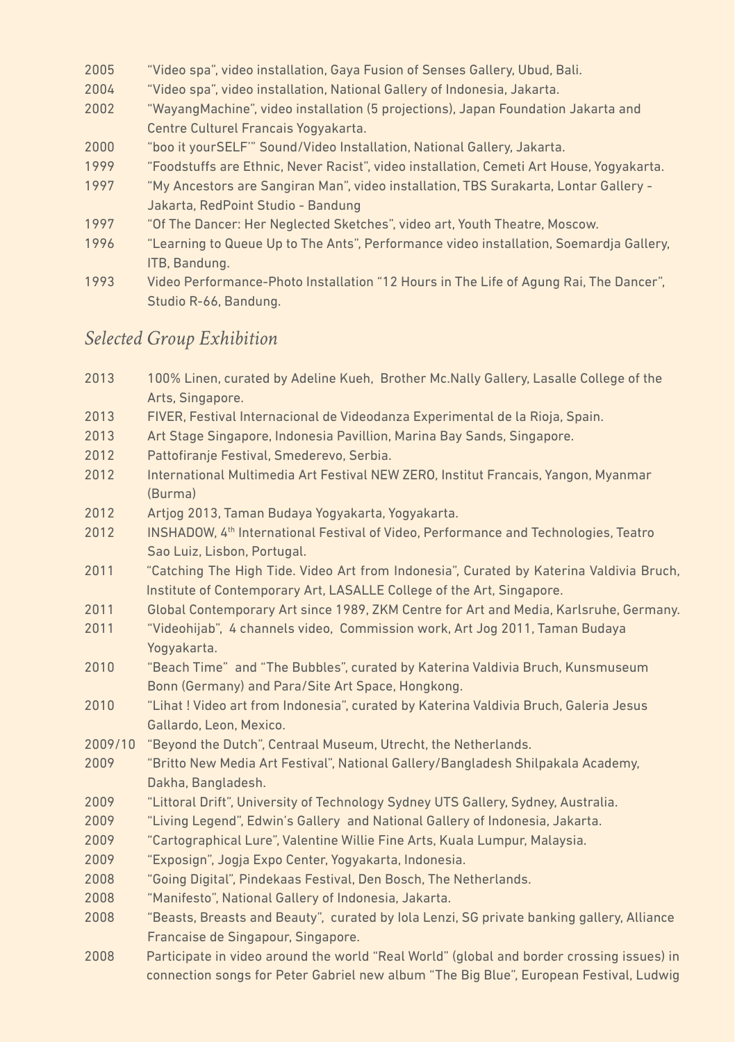2005 "Video spa", video installation, Gaya Fusion of Senses Gallery, Ubud, Bali.
2004 "Video spa", video installation, National Gallery of Indonesia, Jakarta.
2002 "WayangMachine", video installation (5 projections), Japan Foundation Jakarta and Centre Culturel Francais Yogyakarta.
2000 "boo it yourSELF'" Sound/Video Installation, National Gallery, Jakarta.
1999 "Foodstuffs are Ethnic, Never Racist", video installation, Cemeti Art House, Yogyakarta.
1997 "My Ancestors are Sangiran Man", video installation, TBS Surakarta, Lontar Gallery - Jakarta, RedPoint Studio - Bandung
1997 "Of The Dancer: Her Neglected Sketches", video art, Youth Theatre, Moscow.
1996 "Learning to Queue Up to The Ants", Performance video installation, Soemardja Gallery, ITB, Bandung.
1993 Video Performance-Photo Installation "12 Hours in The Life of Agung Rai, The Dancer", Studio R-66, Bandung.

## *Selected Group Exhibition*

2013 100% Linen, curated by Adeline Kueh, Brother Mc.Nally Gallery, Lasalle College of the Arts, Singapore.
2013 FIVER, Festival Internacional de Videodanza Experimental de la Rioja, Spain.
2013 Art Stage Singapore, Indonesia Pavillion, Marina Bay Sands, Singapore.
2012 Pattofiranje Festival, Smederevo, Serbia.
2012 International Multimedia Art Festival NEW ZERO, Institut Francais, Yangon, Myanmar (Burma)
2012 Artjog 2013, Taman Budaya Yogyakarta, Yogyakarta.
2012 INSHADOW, 4th International Festival of Video, Performance and Technologies, Teatro Sao Luiz, Lisbon, Portugal.
2011 "Catching The High Tide. Video Art from Indonesia", Curated by Katerina Valdivia Bruch, Institute of Contemporary Art, LASALLE College of the Art, Singapore.
2011 Global Contemporary Art since 1989, ZKM Centre for Art and Media, Karlsruhe, Germany.
2011 "Videohijab", 4 channels video, Commission work, Art Jog 2011, Taman Budaya Yogyakarta.
2010 "Beach Time" and "The Bubbles", curated by Katerina Valdivia Bruch, Kunsmuseum Bonn (Germany) and Para/Site Art Space, Hongkong.
2010 "Lihat ! Video art from Indonesia", curated by Katerina Valdivia Bruch, Galeria Jesus Gallardo, Leon, Mexico.
2009/10 "Beyond the Dutch", Centraal Museum, Utrecht, the Netherlands.
2009 "Britto New Media Art Festival", National Gallery/Bangladesh Shilpakala Academy, Dakha, Bangladesh.
2009 "Littoral Drift", University of Technology Sydney UTS Gallery, Sydney, Australia.
2009 "Living Legend", Edwin's Gallery and National Gallery of Indonesia, Jakarta.
2009 "Cartographical Lure", Valentine Willie Fine Arts, Kuala Lumpur, Malaysia.
2009 "Exposign", Jogja Expo Center, Yogyakarta, Indonesia.
2008 "Going Digital", Pindekaas Festival, Den Bosch, The Netherlands.
2008 "Manifesto", National Gallery of Indonesia, Jakarta.
2008 "Beasts, Breasts and Beauty", curated by Iola Lenzi, SG private banking gallery, Alliance Francaise de Singapour, Singapore.
2008 Participate in video around the world "Real World" (global and border crossing issues) in connection songs for Peter Gabriel new album "The Big Blue", European Festival, Ludwig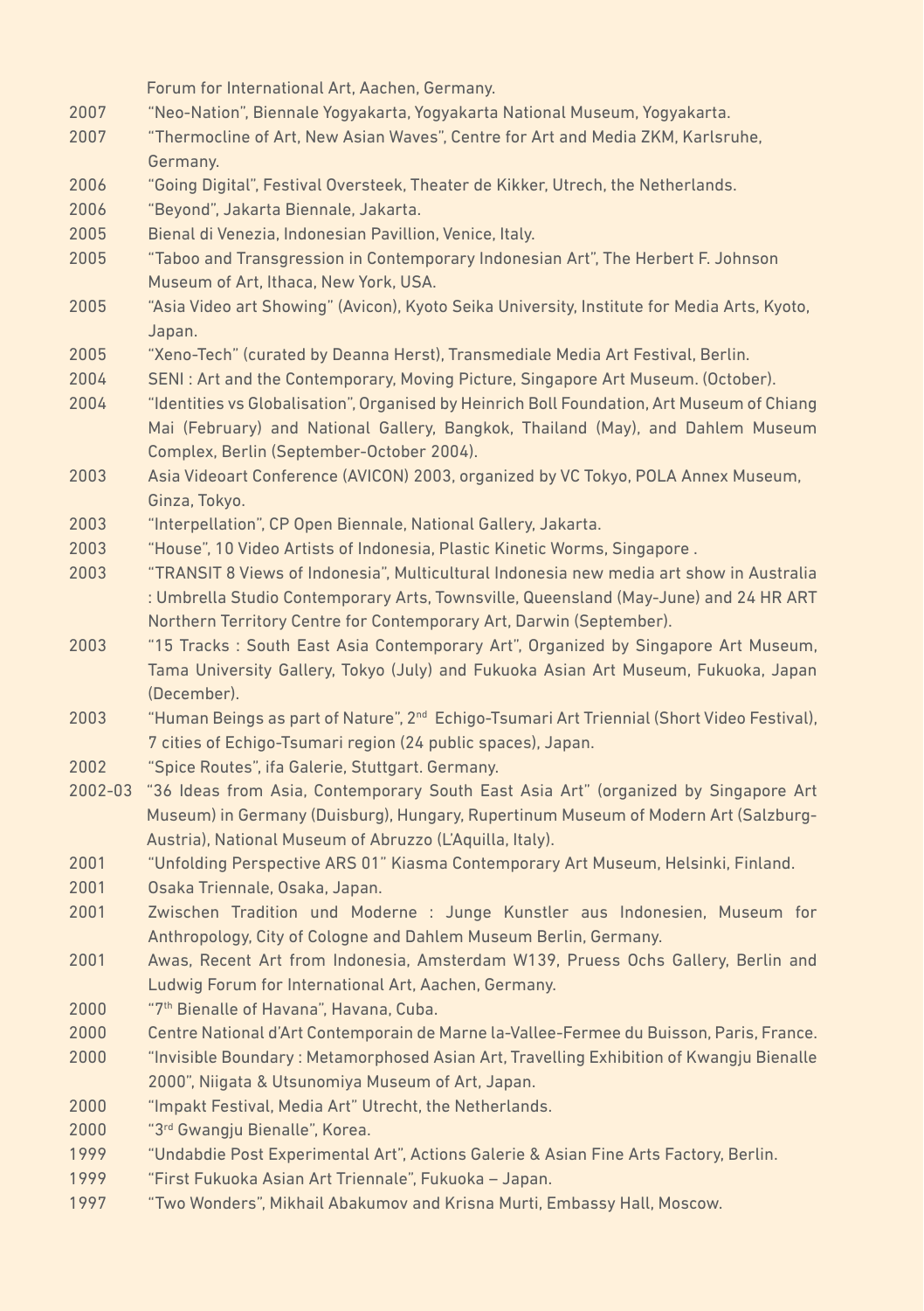Forum for International Art, Aachen, Germany.

2007 "Neo-Nation", Biennale Yogyakarta, Yogyakarta National Museum, Yogyakarta.

2007 "Thermocline of Art, New Asian Waves", Centre for Art and Media ZKM, Karlsruhe, Germany.

2006 "Going Digital", Festival Oversteek, Theater de Kikker, Utrech, the Netherlands.

2006 "Beyond", Jakarta Biennale, Jakarta.

2005 Bienal di Venezia, Indonesian Pavillion, Venice, Italy.

2005 "Taboo and Transgression in Contemporary Indonesian Art", The Herbert F. Johnson Museum of Art, Ithaca, New York, USA.

2005 "Asia Video art Showing" (Avicon), Kyoto Seika University, Institute for Media Arts, Kyoto, Japan.

2005 "Xeno-Tech" (curated by Deanna Herst), Transmediale Media Art Festival, Berlin.

2004 SENI : Art and the Contemporary, Moving Picture, Singapore Art Museum. (October).

2004 "Identities vs Globalisation", Organised by Heinrich Boll Foundation, Art Museum of Chiang Mai (February) and National Gallery, Bangkok, Thailand (May), and Dahlem Museum Complex, Berlin (September-October 2004).

2003 Asia Videoart Conference (AVICON) 2003, organized by VC Tokyo, POLA Annex Museum, Ginza, Tokyo.

2003 "Interpellation", CP Open Biennale, National Gallery, Jakarta.

2003 "House", 10 Video Artists of Indonesia, Plastic Kinetic Worms, Singapore .

2003 "TRANSIT 8 Views of Indonesia", Multicultural Indonesia new media art show in Australia : Umbrella Studio Contemporary Arts, Townsville, Queensland (May-June) and 24 HR ART Northern Territory Centre for Contemporary Art, Darwin (September).

2003 "15 Tracks : South East Asia Contemporary Art", Organized by Singapore Art Museum, Tama University Gallery, Tokyo (July) and Fukuoka Asian Art Museum, Fukuoka, Japan (December).

2003 "Human Beings as part of Nature", 2nd Echigo-Tsumari Art Triennial (Short Video Festival), 7 cities of Echigo-Tsumari region (24 public spaces), Japan.

2002 "Spice Routes", ifa Galerie, Stuttgart. Germany.

2002-03 "36 Ideas from Asia, Contemporary South East Asia Art" (organized by Singapore Art Museum) in Germany (Duisburg), Hungary, Rupertinum Museum of Modern Art (Salzburg-Austria), National Museum of Abruzzo (L'Aquilla, Italy).

2001 "Unfolding Perspective ARS 01" Kiasma Contemporary Art Museum, Helsinki, Finland.

2001 Osaka Triennale, Osaka, Japan.

2001 Zwischen Tradition und Moderne : Junge Kunstler aus Indonesien, Museum for Anthropology, City of Cologne and Dahlem Museum Berlin, Germany.

2001 Awas, Recent Art from Indonesia, Amsterdam W139, Pruess Ochs Gallery, Berlin and Ludwig Forum for International Art, Aachen, Germany.

2000 "7th Bienalle of Havana", Havana, Cuba.

2000 Centre National d'Art Contemporain de Marne la-Vallee-Fermee du Buisson, Paris, France.

2000 "Invisible Boundary : Metamorphosed Asian Art, Travelling Exhibition of Kwangju Bienalle 2000", Niigata & Utsunomiya Museum of Art, Japan.

2000 "Impakt Festival, Media Art" Utrecht, the Netherlands.

2000 "3rd Gwangju Bienalle", Korea.

1999 "Undabdie Post Experimental Art", Actions Galerie & Asian Fine Arts Factory, Berlin.

1999 "First Fukuoka Asian Art Triennale", Fukuoka – Japan.

1997 "Two Wonders", Mikhail Abakumov and Krisna Murti, Embassy Hall, Moscow.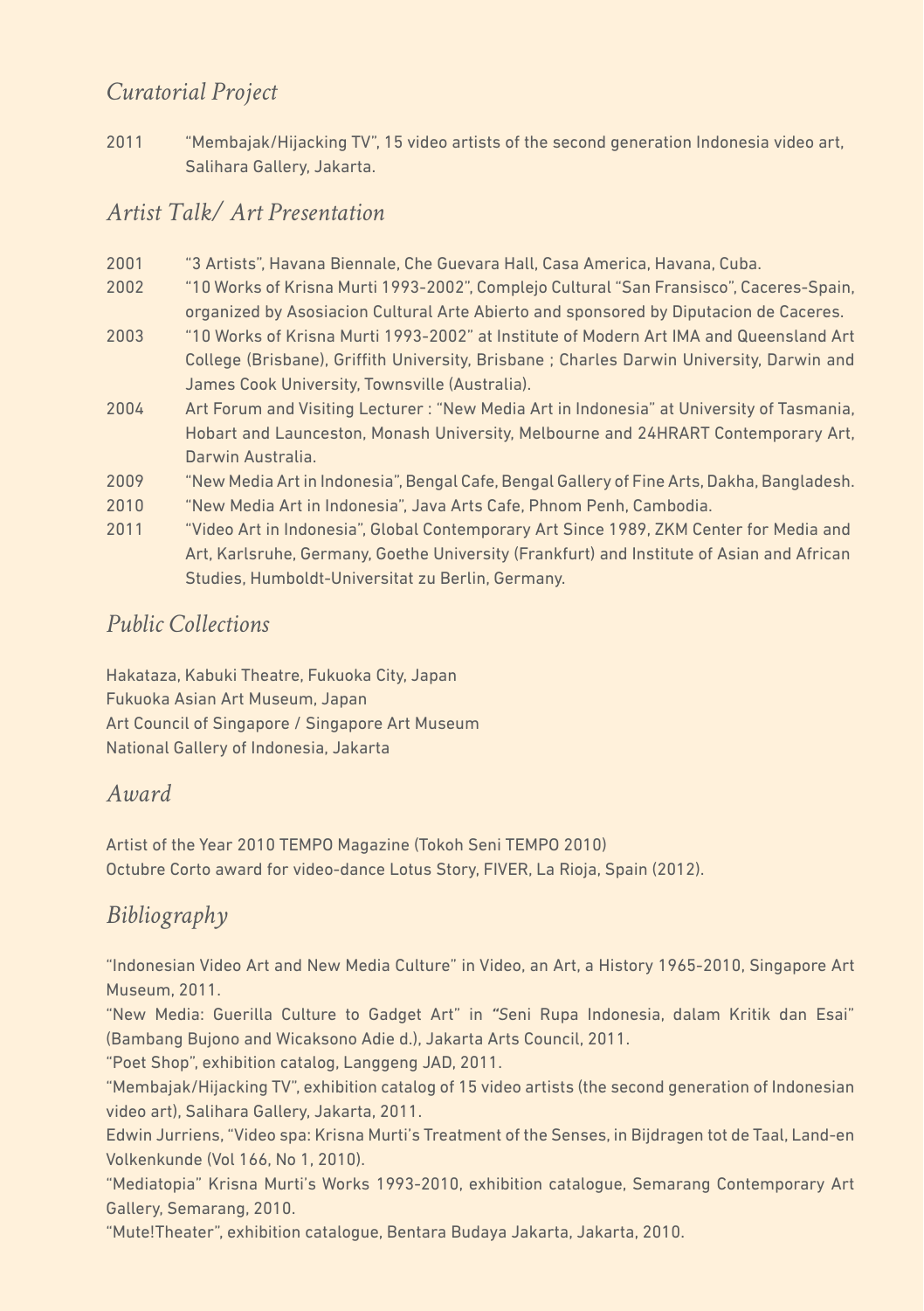## *Curatorial Project*

2011 "Membajak/Hijacking TV", 15 video artists of the second generation Indonesia video art, Salihara Gallery, Jakarta.

## *Artist Talk/ Art Presentation*

2001 "3 Artists", Havana Biennale, Che Guevara Hall, Casa America, Havana, Cuba.

2002 "10 Works of Krisna Murti 1993-2002", Complejo Cultural "San Fransisco", Caceres-Spain, organized by Asosiacion Cultural Arte Abierto and sponsored by Diputacion de Caceres.

2003 "10 Works of Krisna Murti 1993-2002" at Institute of Modern Art IMA and Queensland Art College (Brisbane), Griffith University, Brisbane ; Charles Darwin University, Darwin and James Cook University, Townsville (Australia).

2004 Art Forum and Visiting Lecturer : "New Media Art in Indonesia" at University of Tasmania, Hobart and Launceston, Monash University, Melbourne and 24HRART Contemporary Art, Darwin Australia.

2009 "New Media Art in Indonesia", Bengal Cafe, Bengal Gallery of Fine Arts, Dakha, Bangladesh.

2010 "New Media Art in Indonesia", Java Arts Cafe, Phnom Penh, Cambodia.

2011 "Video Art in Indonesia", Global Contemporary Art Since 1989, ZKM Center for Media and Art, Karlsruhe, Germany, Goethe University (Frankfurt) and Institute of Asian and African Studies, Humboldt-Universitat zu Berlin, Germany.

## *Public Collections*

Hakataza, Kabuki Theatre, Fukuoka City, Japan
Fukuoka Asian Art Museum, Japan
Art Council of Singapore / Singapore Art Museum
National Gallery of Indonesia, Jakarta

## *Award*

Artist of the Year 2010 TEMPO Magazine (Tokoh Seni TEMPO 2010)
Octubre Corto award for video-dance Lotus Story, FIVER, La Rioja, Spain (2012).

## *Bibliography*

"Indonesian Video Art and New Media Culture" in Video, an Art, a History 1965-2010, Singapore Art Museum, 2011.

"New Media: Guerilla Culture to Gadget Art" in "Seni Rupa Indonesia, dalam Kritik dan Esai" (Bambang Bujono and Wicaksono Adie d.), Jakarta Arts Council, 2011.

"Poet Shop", exhibition catalog, Langgeng JAD, 2011.

"Membajak/Hijacking TV", exhibition catalog of 15 video artists (the second generation of Indonesian video art), Salihara Gallery, Jakarta, 2011.

Edwin Jurriens, "Video spa: Krisna Murti's Treatment of the Senses, in Bijdragen tot de Taal, Land-en Volkenkunde (Vol 166, No 1, 2010).

"Mediatopia" Krisna Murti's Works 1993-2010, exhibition catalogue, Semarang Contemporary Art Gallery, Semarang, 2010.

"Mute!Theater", exhibition catalogue, Bentara Budaya Jakarta, Jakarta, 2010.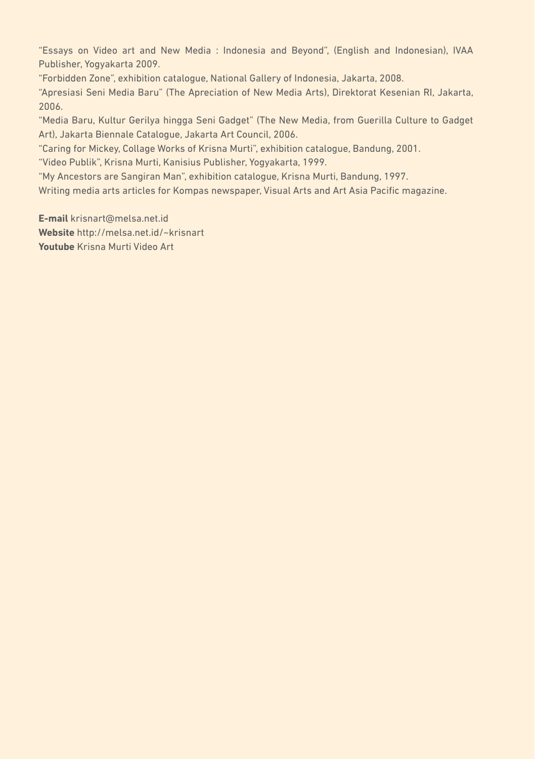"Essays on Video art and New Media : Indonesia and Beyond", (English and Indonesian), IVAA Publisher, Yogyakarta 2009.

"Forbidden Zone", exhibition catalogue, National Gallery of Indonesia, Jakarta, 2008.

"Apresiasi Seni Media Baru" (The Apreciation of New Media Arts), Direktorat Kesenian RI, Jakarta, 2006.

"Media Baru, Kultur Gerilya hingga Seni Gadget" (The New Media, from Guerilla Culture to Gadget Art), Jakarta Biennale Catalogue, Jakarta Art Council, 2006.

"Caring for Mickey, Collage Works of Krisna Murti", exhibition catalogue, Bandung, 2001.

"Video Publik", Krisna Murti, Kanisius Publisher, Yogyakarta, 1999.

"My Ancestors are Sangiran Man", exhibition catalogue, Krisna Murti, Bandung, 1997.

Writing media arts articles for Kompas newspaper, Visual Arts and Art Asia Pacific magazine.

**E-mail** krisnart@melsa.net.id
**Website** http://melsa.net.id/~krisnart
**Youtube** Krisna Murti Video Art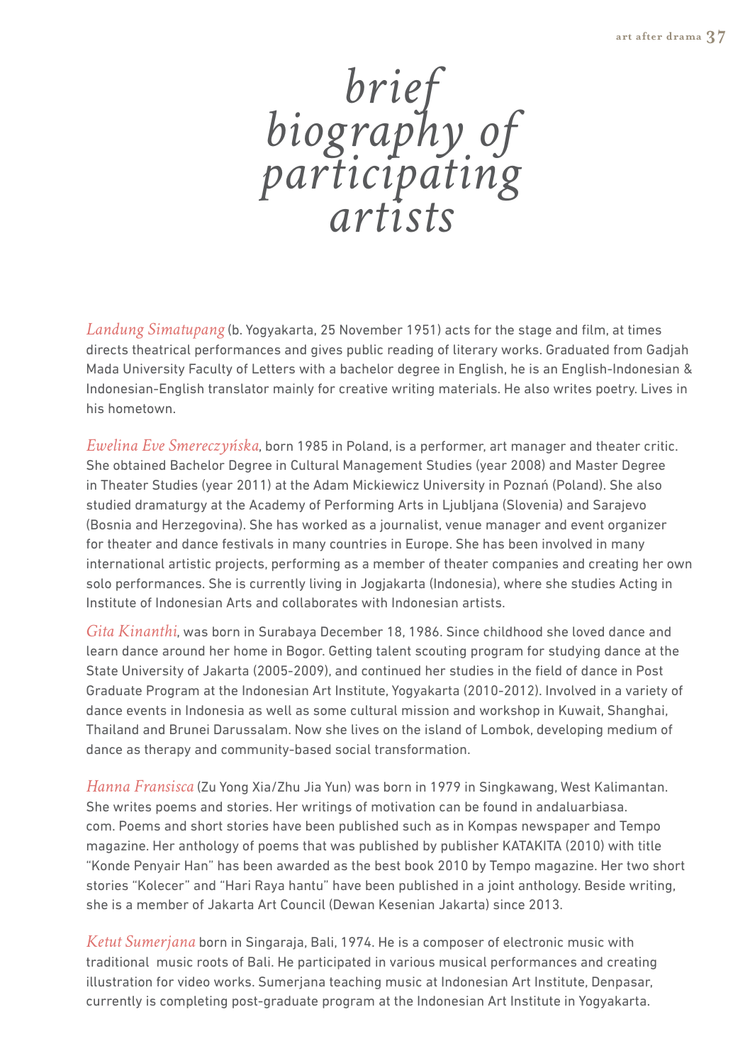# brief biography of participating artists

*Landung Simatupang* (b. Yogyakarta, 25 November 1951) acts for the stage and film, at times directs theatrical performances and gives public reading of literary works. Graduated from Gadjah Mada University Faculty of Letters with a bachelor degree in English, he is an English-Indonesian & Indonesian-English translator mainly for creative writing materials. He also writes poetry. Lives in his hometown.

*Ewelina Eve Smereczyńska*, born 1985 in Poland, is a performer, art manager and theater critic. She obtained Bachelor Degree in Cultural Management Studies (year 2008) and Master Degree in Theater Studies (year 2011) at the Adam Mickiewicz University in Poznań (Poland). She also studied dramaturgy at the Academy of Performing Arts in Ljubljana (Slovenia) and Sarajevo (Bosnia and Herzegovina). She has worked as a journalist, venue manager and event organizer for theater and dance festivals in many countries in Europe. She has been involved in many international artistic projects, performing as a member of theater companies and creating her own solo performances. She is currently living in Jogjakarta (Indonesia), where she studies Acting in Institute of Indonesian Arts and collaborates with Indonesian artists.

*Gita Kinanthi*, was born in Surabaya December 18, 1986. Since childhood she loved dance and learn dance around her home in Bogor. Getting talent scouting program for studying dance at the State University of Jakarta (2005-2009), and continued her studies in the field of dance in Post Graduate Program at the Indonesian Art Institute, Yogyakarta (2010-2012). Involved in a variety of dance events in Indonesia as well as some cultural mission and workshop in Kuwait, Shanghai, Thailand and Brunei Darussalam. Now she lives on the island of Lombok, developing medium of dance as therapy and community-based social transformation.

*Hanna Fransisca* (Zu Yong Xia/Zhu Jia Yun) was born in 1979 in Singkawang, West Kalimantan. She writes poems and stories. Her writings of motivation can be found in andaluarbiasa.com. Poems and short stories have been published such as in Kompas newspaper and Tempo magazine. Her anthology of poems that was published by publisher KATAKITA (2010) with title "Konde Penyair Han" has been awarded as the best book 2010 by Tempo magazine. Her two short stories "Kolecer" and "Hari Raya hantu" have been published in a joint anthology. Beside writing, she is a member of Jakarta Art Council (Dewan Kesenian Jakarta) since 2013.

*Ketut Sumerjana* born in Singaraja, Bali, 1974. He is a composer of electronic music with traditional music roots of Bali. He participated in various musical performances and creating illustration for video works. Sumerjana teaching music at Indonesian Art Institute, Denpasar, currently is completing post-graduate program at the Indonesian Art Institute in Yogyakarta.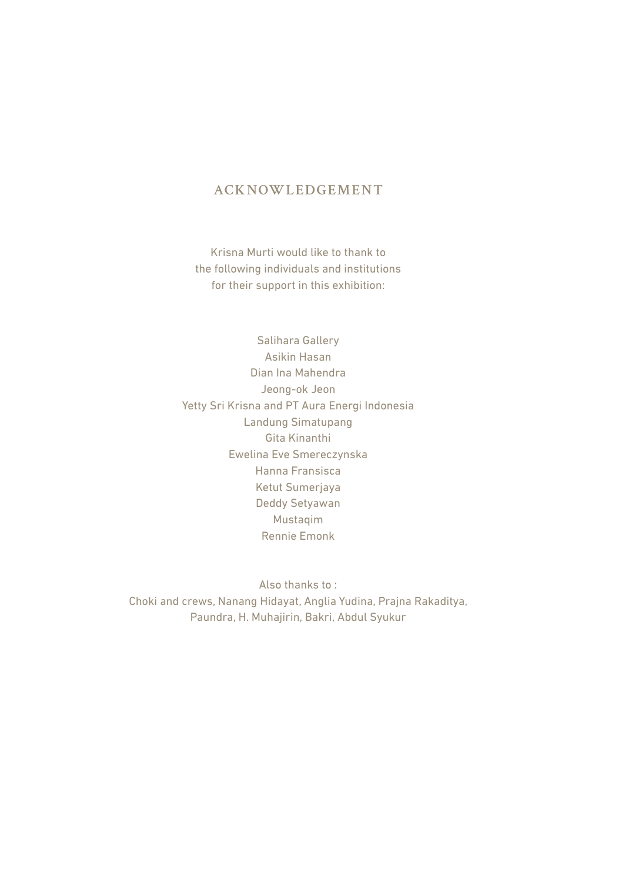# ACKNOWLEDGEMENT

Krisna Murti would like to thank to
the following individuals and institutions
for their support in this exhibition:

Salihara Gallery
Asikin Hasan
Dian Ina Mahendra
Jeong-ok Jeon
Yetty Sri Krisna and PT Aura Energi Indonesia
Landung Simatupang
Gita Kinanthi
Ewelina Eve Smereczynska
Hanna Fransisca
Ketut Sumerjaya
Deddy Setyawan
Mustaqim
Rennie Emonk

Also thanks to :
Choki and crews, Nanang Hidayat, Anglia Yudina, Prajna Rakaditya,
Paundra, H. Muhajirin, Bakri, Abdul Syukur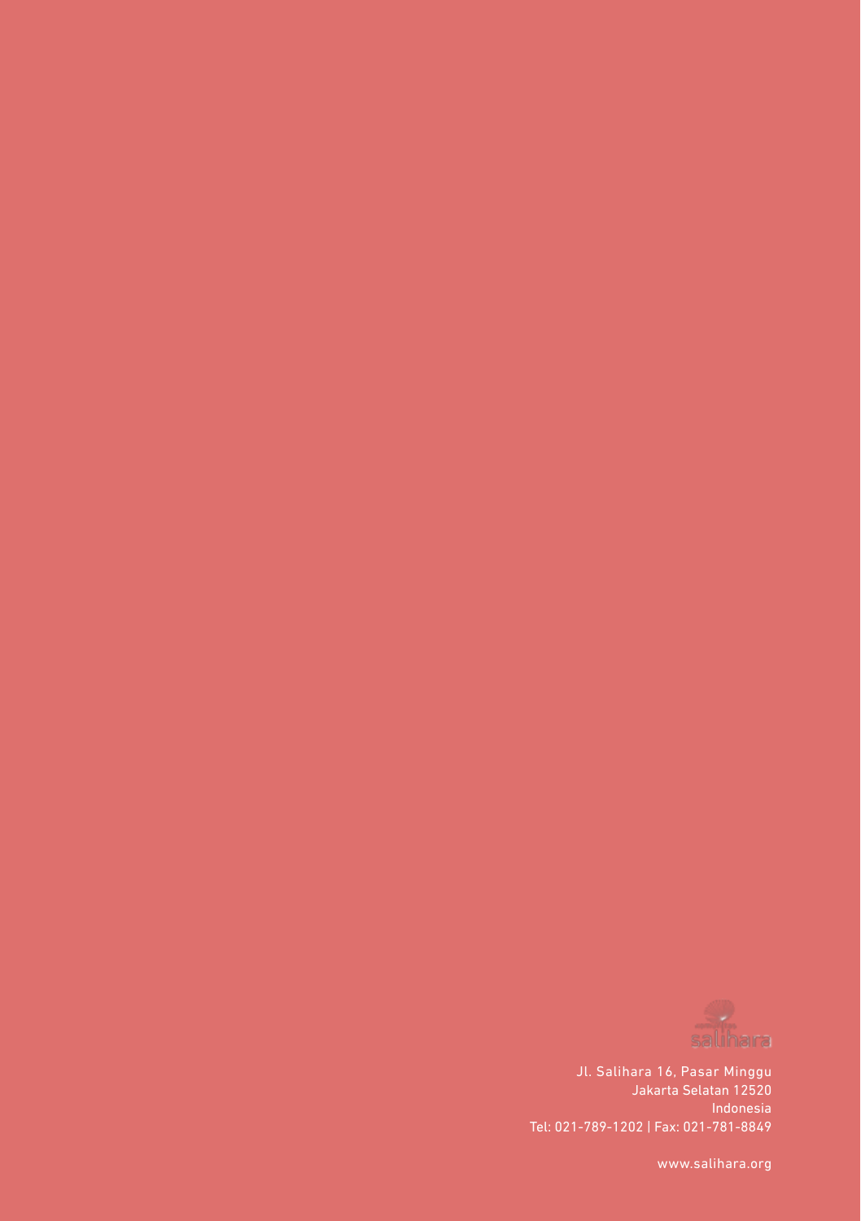salihara

Jl. Salihara 16, Pasar Minggu
Jakarta Selatan 12520
Indonesia
Tel: 021-789-1202 | Fax: 021-781-8849

www.salihara.org